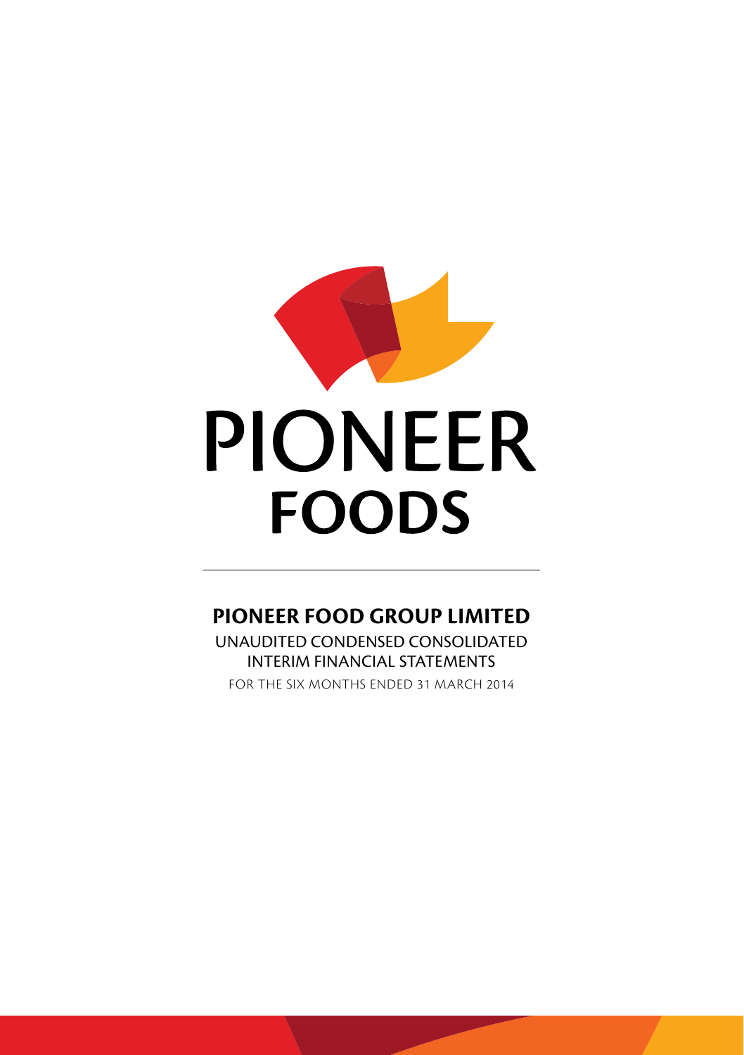# PIONEER FOODS

## PIONEER FOOD GROUP LIMITED

UNAUDITED CONDENSED CONSOLIDATED INTERIM FINANCIAL STATEMENTS

FOR THE SIX MONTHS ENDED 31 MARCH 2014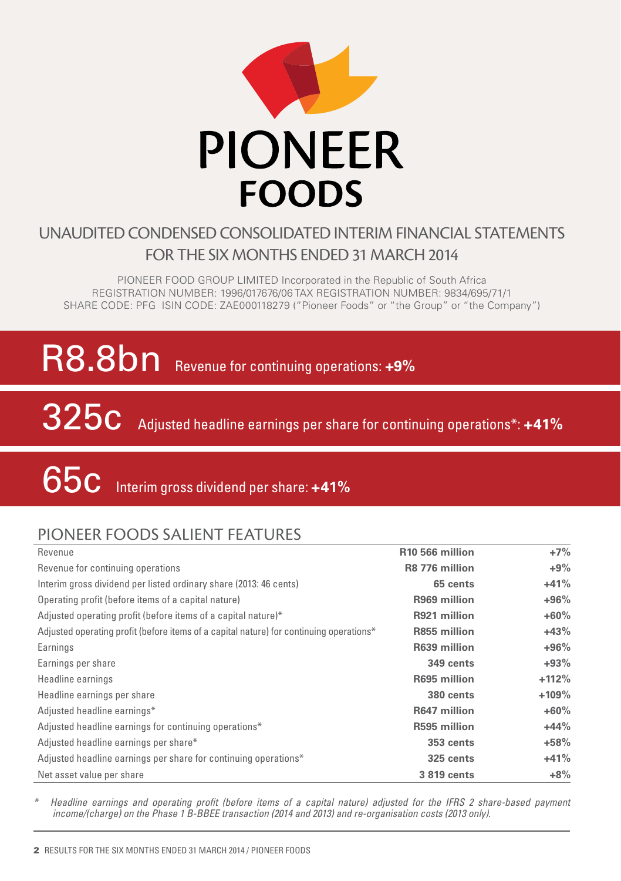# PIONEER FOODS

## UNAUDITED CONDENSED CONSOLIDATED INTERIM FINANCIAL STATEMENTS FOR THE SIX MONTHS ENDED 31 MARCH 2014

PIONEER FOOD GROUP LIMITED Incorporated in the Republic of South Africa
REGISTRATION NUMBER: 1996/017676/06 TAX REGISTRATION NUMBER: 9834/695/71/1
SHARE CODE: PFG ISIN CODE: ZAE000118279 ("Pioneer Foods" or "the Group" or "the Company")

**R8.8bn** Revenue for continuing operations: **+9%**

**325c** Adjusted headline earnings per share for continuing operations*: **+41%**

**65c** Interim gross dividend per share: **+41%**

## PIONEER FOODS SALIENT FEATURES

| | | |
|---|---|---|
| Revenue | **R10 566 million** | **+7%** |
| Revenue for continuing operations | **R8 776 million** | **+9%** |
| Interim gross dividend per listed ordinary share (2013: 46 cents) | **65 cents** | **+41%** |
| Operating profit (before items of a capital nature) | **R969 million** | **+96%** |
| Adjusted operating profit (before items of a capital nature)* | **R921 million** | **+60%** |
| Adjusted operating profit (before items of a capital nature) for continuing operations* | **R855 million** | **+43%** |
| Earnings | **R639 million** | **+96%** |
| Earnings per share | **349 cents** | **+93%** |
| Headline earnings | **R695 million** | **+112%** |
| Headline earnings per share | **380 cents** | **+109%** |
| Adjusted headline earnings* | **R647 million** | **+60%** |
| Adjusted headline earnings for continuing operations* | **R595 million** | **+44%** |
| Adjusted headline earnings per share* | **353 cents** | **+58%** |
| Adjusted headline earnings per share for continuing operations* | **325 cents** | **+41%** |
| Net asset value per share | **3 819 cents** | **+8%** |

\* *Headline earnings and operating profit (before items of a capital nature) adjusted for the IFRS 2 share-based payment income/(charge) on the Phase 1 B-BBEE transaction (2014 and 2013) and re-organisation costs (2013 only).*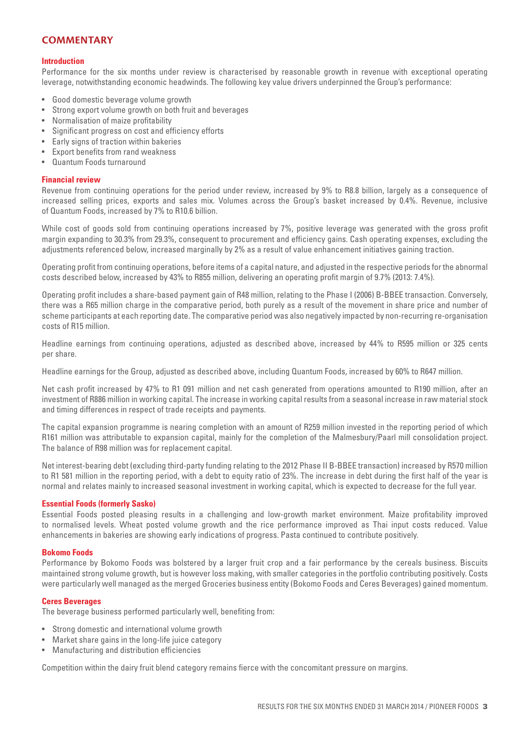# COMMENTARY

## Introduction

Performance for the six months under review is characterised by reasonable growth in revenue with exceptional operating leverage, notwithstanding economic headwinds. The following key value drivers underpinned the Group's performance:

- Good domestic beverage volume growth
- Strong export volume growth on both fruit and beverages
- Normalisation of maize profitability
- Significant progress on cost and efficiency efforts
- Early signs of traction within bakeries
- Export benefits from rand weakness
- Quantum Foods turnaround

## Financial review

Revenue from continuing operations for the period under review, increased by 9% to R8.8 billion, largely as a consequence of increased selling prices, exports and sales mix. Volumes across the Group's basket increased by 0.4%. Revenue, inclusive of Quantum Foods, increased by 7% to R10.6 billion.

While cost of goods sold from continuing operations increased by 7%, positive leverage was generated with the gross profit margin expanding to 30.3% from 29.3%, consequent to procurement and efficiency gains. Cash operating expenses, excluding the adjustments referenced below, increased marginally by 2% as a result of value enhancement initiatives gaining traction.

Operating profit from continuing operations, before items of a capital nature, and adjusted in the respective periods for the abnormal costs described below, increased by 43% to R855 million, delivering an operating profit margin of 9.7% (2013: 7.4%).

Operating profit includes a share-based payment gain of R48 million, relating to the Phase I (2006) B-BBEE transaction. Conversely, there was a R65 million charge in the comparative period, both purely as a result of the movement in share price and number of scheme participants at each reporting date. The comparative period was also negatively impacted by non-recurring re-organisation costs of R15 million.

Headline earnings from continuing operations, adjusted as described above, increased by 44% to R595 million or 325 cents per share.

Headline earnings for the Group, adjusted as described above, including Quantum Foods, increased by 60% to R647 million.

Net cash profit increased by 47% to R1 091 million and net cash generated from operations amounted to R190 million, after an investment of R886 million in working capital. The increase in working capital results from a seasonal increase in raw material stock and timing differences in respect of trade receipts and payments.

The capital expansion programme is nearing completion with an amount of R259 million invested in the reporting period of which R161 million was attributable to expansion capital, mainly for the completion of the Malmesbury/Paarl mill consolidation project. The balance of R98 million was for replacement capital.

Net interest-bearing debt (excluding third-party funding relating to the 2012 Phase II B-BBEE transaction) increased by R570 million to R1 581 million in the reporting period, with a debt to equity ratio of 23%. The increase in debt during the first half of the year is normal and relates mainly to increased seasonal investment in working capital, which is expected to decrease for the full year.

## Essential Foods (formerly Sasko)

Essential Foods posted pleasing results in a challenging and low-growth market environment. Maize profitability improved to normalised levels. Wheat posted volume growth and the rice performance improved as Thai input costs reduced. Value enhancements in bakeries are showing early indications of progress. Pasta continued to contribute positively.

## Bokomo Foods

Performance by Bokomo Foods was bolstered by a larger fruit crop and a fair performance by the cereals business. Biscuits maintained strong volume growth, but is however loss making, with smaller categories in the portfolio contributing positively. Costs were particularly well managed as the merged Groceries business entity (Bokomo Foods and Ceres Beverages) gained momentum.

## Ceres Beverages

The beverage business performed particularly well, benefiting from:

- Strong domestic and international volume growth
- Market share gains in the long-life juice category
- Manufacturing and distribution efficiencies

Competition within the dairy fruit blend category remains fierce with the concomitant pressure on margins.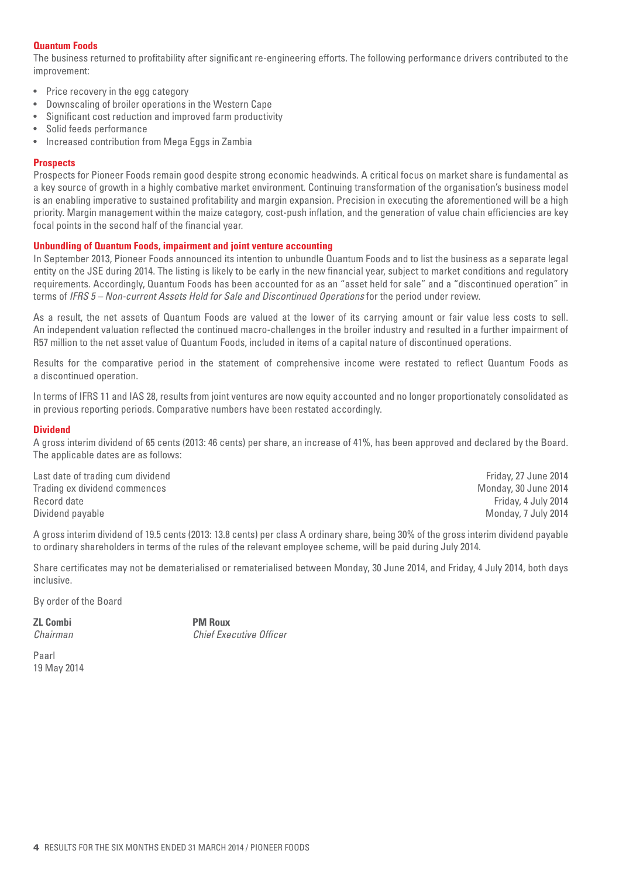### Quantum Foods

The business returned to profitability after significant re-engineering efforts. The following performance drivers contributed to the improvement:

- Price recovery in the egg category
- Downscaling of broiler operations in the Western Cape
- Significant cost reduction and improved farm productivity
- Solid feeds performance
- Increased contribution from Mega Eggs in Zambia

### Prospects

Prospects for Pioneer Foods remain good despite strong economic headwinds. A critical focus on market share is fundamental as a key source of growth in a highly combative market environment. Continuing transformation of the organisation's business model is an enabling imperative to sustained profitability and margin expansion. Precision in executing the aforementioned will be a high priority. Margin management within the maize category, cost-push inflation, and the generation of value chain efficiencies are key focal points in the second half of the financial year.

### Unbundling of Quantum Foods, impairment and joint venture accounting

In September 2013, Pioneer Foods announced its intention to unbundle Quantum Foods and to list the business as a separate legal entity on the JSE during 2014. The listing is likely to be early in the new financial year, subject to market conditions and regulatory requirements. Accordingly, Quantum Foods has been accounted for as an "asset held for sale" and a "discontinued operation" in terms of *IFRS 5 – Non-current Assets Held for Sale and Discontinued Operations* for the period under review.

As a result, the net assets of Quantum Foods are valued at the lower of its carrying amount or fair value less costs to sell. An independent valuation reflected the continued macro-challenges in the broiler industry and resulted in a further impairment of R57 million to the net asset value of Quantum Foods, included in items of a capital nature of discontinued operations.

Results for the comparative period in the statement of comprehensive income were restated to reflect Quantum Foods as a discontinued operation.

In terms of IFRS 11 and IAS 28, results from joint ventures are now equity accounted and no longer proportionately consolidated as in previous reporting periods. Comparative numbers have been restated accordingly.

### Dividend

A gross interim dividend of 65 cents (2013: 46 cents) per share, an increase of 41%, has been approved and declared by the Board. The applicable dates are as follows:

| | |
|---|---|
| Last date of trading cum dividend | Friday, 27 June 2014 |
| Trading ex dividend commences | Monday, 30 June 2014 |
| Record date | Friday, 4 July 2014 |
| Dividend payable | Monday, 7 July 2014 |

A gross interim dividend of 19.5 cents (2013: 13.8 cents) per class A ordinary share, being 30% of the gross interim dividend payable to ordinary shareholders in terms of the rules of the relevant employee scheme, will be paid during July 2014.

Share certificates may not be dematerialised or rematerialised between Monday, 30 June 2014, and Friday, 4 July 2014, both days inclusive.

By order of the Board

**ZL Combi**
*Chairman*

**PM Roux**
*Chief Executive Officer*

Paarl
19 May 2014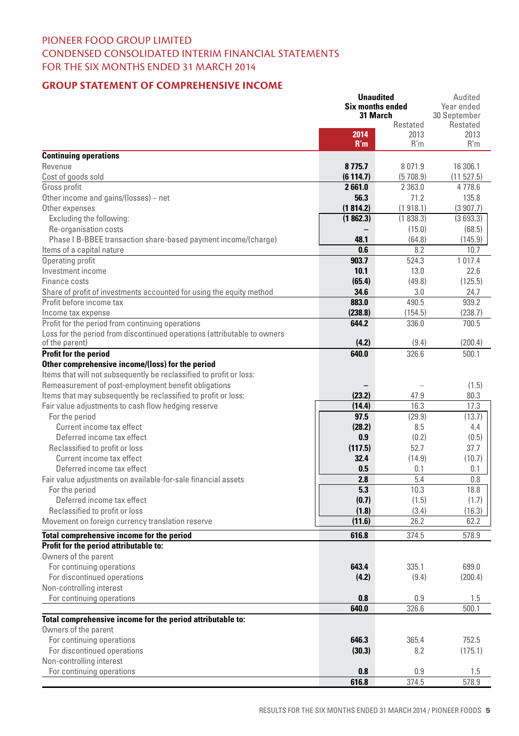PIONEER FOOD GROUP LIMITED
CONDENSED CONSOLIDATED INTERIM FINANCIAL STATEMENTS
FOR THE SIX MONTHS ENDED 31 MARCH 2014

## GROUP STATEMENT OF COMPREHENSIVE INCOME

| | Unaudited Six months ended 31 March 2014 R'm | Unaudited Six months ended 31 March Restated 2013 R'm | Audited Year ended 30 September Restated 2013 R'm |
|---|---|---|---|
| **Continuing operations** | | | |
| Revenue | **8 775.7** | 8 071.9 | 16 306.1 |
| Cost of goods sold | **(6 114.7)** | (5 708.9) | (11 527.5) |
| Gross profit | **2 661.0** | 2 363.0 | 4 778.6 |
| Other income and gains/(losses) – net | **56.3** | 71.2 | 135.8 |
| Other expenses | **(1 814.2)** | (1 918.1) | (3 907.7) |
| Excluding the following: | **(1 862.3)** | (1 838.3) | (3 693.3) |
| Re-organisation costs | **–** | (15.0) | (68.5) |
| Phase I B-BBEE transaction share-based payment income/(charge) | **48.1** | (64.8) | (145.9) |
| Items of a capital nature | **0.6** | 8.2 | 10.7 |
| Operating profit | **903.7** | 524.3 | 1 017.4 |
| Investment income | **10.1** | 13.0 | 22.6 |
| Finance costs | **(65.4)** | (49.8) | (125.5) |
| Share of profit of investments accounted for using the equity method | **34.6** | 3.0 | 24.7 |
| Profit before income tax | **883.0** | 490.5 | 939.2 |
| Income tax expense | **(238.8)** | (154.5) | (238.7) |
| Profit for the period from continuing operations | **644.2** | 336.0 | 700.5 |
| Loss for the period from discontinued operations (attributable to owners of the parent) | **(4.2)** | (9.4) | (200.4) |
| **Profit for the period** | **640.0** | 326.6 | 500.1 |
| **Other comprehensive income/(loss) for the period** | | | |
| Items that will not subsequently be reclassified to profit or loss: | | | |
| Remeasurement of post-employment benefit obligations | **–** | – | (1.5) |
| Items that may subsequently be reclassified to profit or loss: | **(23.2)** | 47.9 | 80.3 |
| Fair value adjustments to cash flow hedging reserve | **(14.4)** | 16.3 | 17.3 |
| For the period | **97.5** | (29.9) | (13.7) |
| Current income tax effect | **(28.2)** | 8.5 | 4.4 |
| Deferred income tax effect | **0.9** | (0.2) | (0.5) |
| Reclassified to profit or loss | **(117.5)** | 52.7 | 37.7 |
| Current income tax effect | **32.4** | (14.9) | (10.7) |
| Deferred income tax effect | **0.5** | 0.1 | 0.1 |
| Fair value adjustments on available-for-sale financial assets | **2.8** | 5.4 | 0.8 |
| For the period | **5.3** | 10.3 | 18.8 |
| Deferred income tax effect | **(0.7)** | (1.5) | (1.7) |
| Reclassified to profit or loss | **(1.8)** | (3.4) | (16.3) |
| Movement on foreign currency translation reserve | **(11.6)** | 26.2 | 62.2 |
| **Total comprehensive income for the period** | **616.8** | 374.5 | 578.9 |
| **Profit for the period attributable to:** | | | |
| Owners of the parent | | | |
| For continuing operations | **643.4** | 335.1 | 699.0 |
| For discontinued operations | **(4.2)** | (9.4) | (200.4) |
| Non-controlling interest | | | |
| For continuing operations | **0.8** | 0.9 | 1.5 |
| | **640.0** | 326.6 | 500.1 |
| **Total comprehensive income for the period attributable to:** | | | |
| Owners of the parent | | | |
| For continuing operations | **646.3** | 365.4 | 752.5 |
| For discontinued operations | **(30.3)** | 8.2 | (175.1) |
| Non-controlling interest | | | |
| For continuing operations | **0.8** | 0.9 | 1.5 |
| | **616.8** | 374.5 | 578.9 |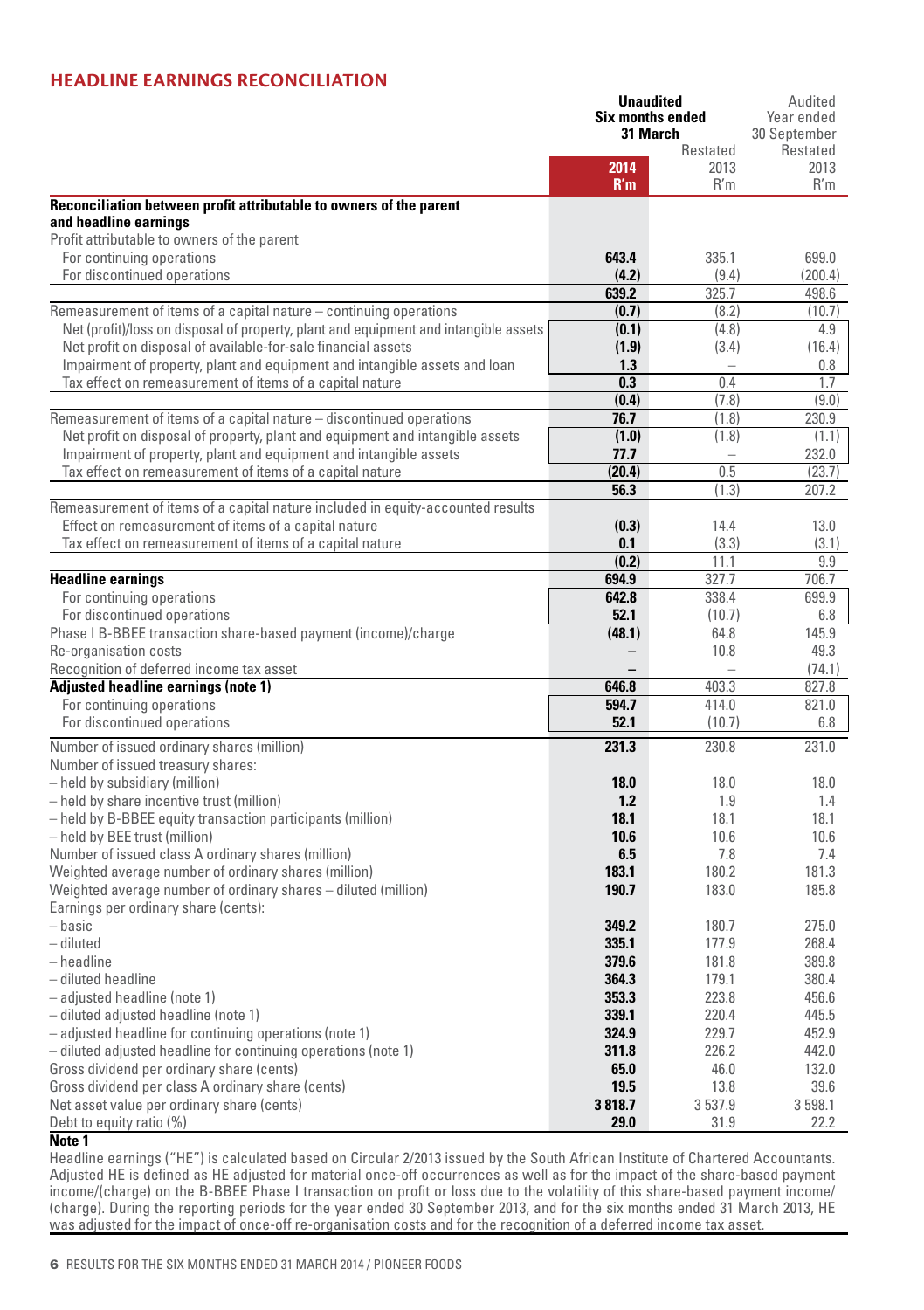## HEADLINE EARNINGS RECONCILIATION

| | Unaudited Six months ended 31 March 2014 R'm | Unaudited Six months ended 31 March Restated 2013 R'm | Audited Year ended 30 September Restated 2013 R'm |
|---|---|---|---|
| **Reconciliation between profit attributable to owners of the parent and headline earnings** | | | |
| Profit attributable to owners of the parent | | | |
| For continuing operations | **643.4** | 335.1 | 699.0 |
| For discontinued operations | **(4.2)** | (9.4) | (200.4) |
| | **639.2** | 325.7 | 498.6 |
| Remeasurement of items of a capital nature – continuing operations | **(0.7)** | (8.2) | (10.7) |
| Net (profit)/loss on disposal of property, plant and equipment and intangible assets | **(0.1)** | (4.8) | 4.9 |
| Net profit on disposal of available-for-sale financial assets | **(1.9)** | (3.4) | (16.4) |
| Impairment of property, plant and equipment and intangible assets and loan | **1.3** | – | 0.8 |
| Tax effect on remeasurement of items of a capital nature | **0.3** | 0.4 | 1.7 |
| | **(0.4)** | (7.8) | (9.0) |
| Remeasurement of items of a capital nature – discontinued operations | **76.7** | (1.8) | 230.9 |
| Net profit on disposal of property, plant and equipment and intangible assets | **(1.0)** | (1.8) | (1.1) |
| Impairment of property, plant and equipment and intangible assets | **77.7** | – | 232.0 |
| Tax effect on remeasurement of items of a capital nature | **(20.4)** | 0.5 | (23.7) |
| | **56.3** | (1.3) | 207.2 |
| Remeasurement of items of a capital nature included in equity-accounted results | | | |
| Effect on remeasurement of items of a capital nature | **(0.3)** | 14.4 | 13.0 |
| Tax effect on remeasurement of items of a capital nature | **0.1** | (3.3) | (3.1) |
| | **(0.2)** | 11.1 | 9.9 |
| **Headline earnings** | **694.9** | 327.7 | 706.7 |
| For continuing operations | **642.8** | 338.4 | 699.9 |
| For discontinued operations | **52.1** | (10.7) | 6.8 |
| Phase I B-BBEE transaction share-based payment (income)/charge | **(48.1)** | 64.8 | 145.9 |
| Re-organisation costs | **–** | 10.8 | 49.3 |
| Recognition of deferred income tax asset | **–** | – | (74.1) |
| **Adjusted headline earnings (note 1)** | **646.8** | 403.3 | 827.8 |
| For continuing operations | **594.7** | 414.0 | 821.0 |
| For discontinued operations | **52.1** | (10.7) | 6.8 |
| Number of issued ordinary shares (million) | **231.3** | 230.8 | 231.0 |
| Number of issued treasury shares: | | | |
| – held by subsidiary (million) | **18.0** | 18.0 | 18.0 |
| – held by share incentive trust (million) | **1.2** | 1.9 | 1.4 |
| – held by B-BBEE equity transaction participants (million) | **18.1** | 18.1 | 18.1 |
| – held by BEE trust (million) | **10.6** | 10.6 | 10.6 |
| Number of issued class A ordinary shares (million) | **6.5** | 7.8 | 7.4 |
| Weighted average number of ordinary shares (million) | **183.1** | 180.2 | 181.3 |
| Weighted average number of ordinary shares – diluted (million) | **190.7** | 183.0 | 185.8 |
| Earnings per ordinary share (cents): | | | |
| – basic | **349.2** | 180.7 | 275.0 |
| – diluted | **335.1** | 177.9 | 268.4 |
| – headline | **379.6** | 181.8 | 389.8 |
| – diluted headline | **364.3** | 179.1 | 380.4 |
| – adjusted headline (note 1) | **353.3** | 223.8 | 456.6 |
| – diluted adjusted headline (note 1) | **339.1** | 220.4 | 445.5 |
| – adjusted headline for continuing operations (note 1) | **324.9** | 229.7 | 452.9 |
| – diluted adjusted headline for continuing operations (note 1) | **311.8** | 226.2 | 442.0 |
| Gross dividend per ordinary share (cents) | **65.0** | 46.0 | 132.0 |
| Gross dividend per class A ordinary share (cents) | **19.5** | 13.8 | 39.6 |
| Net asset value per ordinary share (cents) | **3 818.7** | 3 537.9 | 3 598.1 |
| Debt to equity ratio (%) | **29.0** | 31.9 | 22.2 |

**Note 1**

Headline earnings ("HE") is calculated based on Circular 2/2013 issued by the South African Institute of Chartered Accountants. Adjusted HE is defined as HE adjusted for material once-off occurrences as well as for the impact of the share-based payment income/(charge) on the B-BBEE Phase I transaction on profit or loss due to the volatility of this share-based payment income/(charge). During the reporting periods for the year ended 30 September 2013, and for the six months ended 31 March 2013, HE was adjusted for the impact of once-off re-organisation costs and for the recognition of a deferred income tax asset.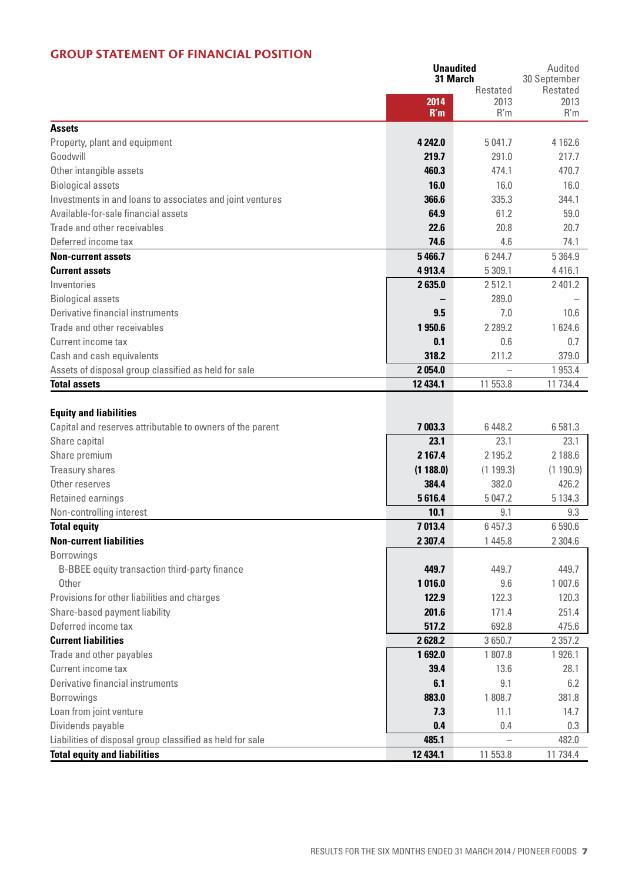## GROUP STATEMENT OF FINANCIAL POSITION

| | Unaudited 31 March 2014 R'm | Unaudited 31 March Restated 2013 R'm | Audited 30 September Restated 2013 R'm |
|---|---|---|---|
| **Assets** | | | |
| Property, plant and equipment | **4 242.0** | 5 041.7 | 4 162.6 |
| Goodwill | **219.7** | 291.0 | 217.7 |
| Other intangible assets | **460.3** | 474.1 | 470.7 |
| Biological assets | **16.0** | 16.0 | 16.0 |
| Investments in and loans to associates and joint ventures | **366.6** | 335.3 | 344.1 |
| Available-for-sale financial assets | **64.9** | 61.2 | 59.0 |
| Trade and other receivables | **22.6** | 20.8 | 20.7 |
| Deferred income tax | **74.6** | 4.6 | 74.1 |
| **Non-current assets** | **5 466.7** | 6 244.7 | 5 364.9 |
| **Current assets** | **4 913.4** | 5 309.1 | 4 416.1 |
| Inventories | **2 635.0** | 2 512.1 | 2 401.2 |
| Biological assets | **–** | 289.0 | – |
| Derivative financial instruments | **9.5** | 7.0 | 10.6 |
| Trade and other receivables | **1 950.6** | 2 289.2 | 1 624.6 |
| Current income tax | **0.1** | 0.6 | 0.7 |
| Cash and cash equivalents | **318.2** | 211.2 | 379.0 |
| Assets of disposal group classified as held for sale | **2 054.0** | – | 1 953.4 |
| **Total assets** | **12 434.1** | 11 553.8 | 11 734.4 |
| | | | |
| **Equity and liabilities** | | | |
| Capital and reserves attributable to owners of the parent | **7 003.3** | 6 448.2 | 6 581.3 |
| Share capital | **23.1** | 23.1 | 23.1 |
| Share premium | **2 167.4** | 2 195.2 | 2 188.6 |
| Treasury shares | **(1 188.0)** | (1 199.3) | (1 190.9) |
| Other reserves | **384.4** | 382.0 | 426.2 |
| Retained earnings | **5 616.4** | 5 047.2 | 5 134.3 |
| Non-controlling interest | **10.1** | 9.1 | 9.3 |
| **Total equity** | **7 013.4** | 6 457.3 | 6 590.6 |
| **Non-current liabilities** | **2 307.4** | 1 445.8 | 2 304.6 |
| Borrowings | | | |
| B-BBEE equity transaction third-party finance | **449.7** | 449.7 | 449.7 |
| Other | **1 016.0** | 9.6 | 1 007.6 |
| Provisions for other liabilities and charges | **122.9** | 122.3 | 120.3 |
| Share-based payment liability | **201.6** | 171.4 | 251.4 |
| Deferred income tax | **517.2** | 692.8 | 475.6 |
| **Current liabilities** | **2 628.2** | 3 650.7 | 2 357.2 |
| Trade and other payables | **1 692.0** | 1 807.8 | 1 926.1 |
| Current income tax | **39.4** | 13.6 | 28.1 |
| Derivative financial instruments | **6.1** | 9.1 | 6.2 |
| Borrowings | **883.0** | 1 808.7 | 381.8 |
| Loan from joint venture | **7.3** | 11.1 | 14.7 |
| Dividends payable | **0.4** | 0.4 | 0.3 |
| Liabilities of disposal group classified as held for sale | **485.1** | – | 482.0 |
| **Total equity and liabilities** | **12 434.1** | 11 553.8 | 11 734.4 |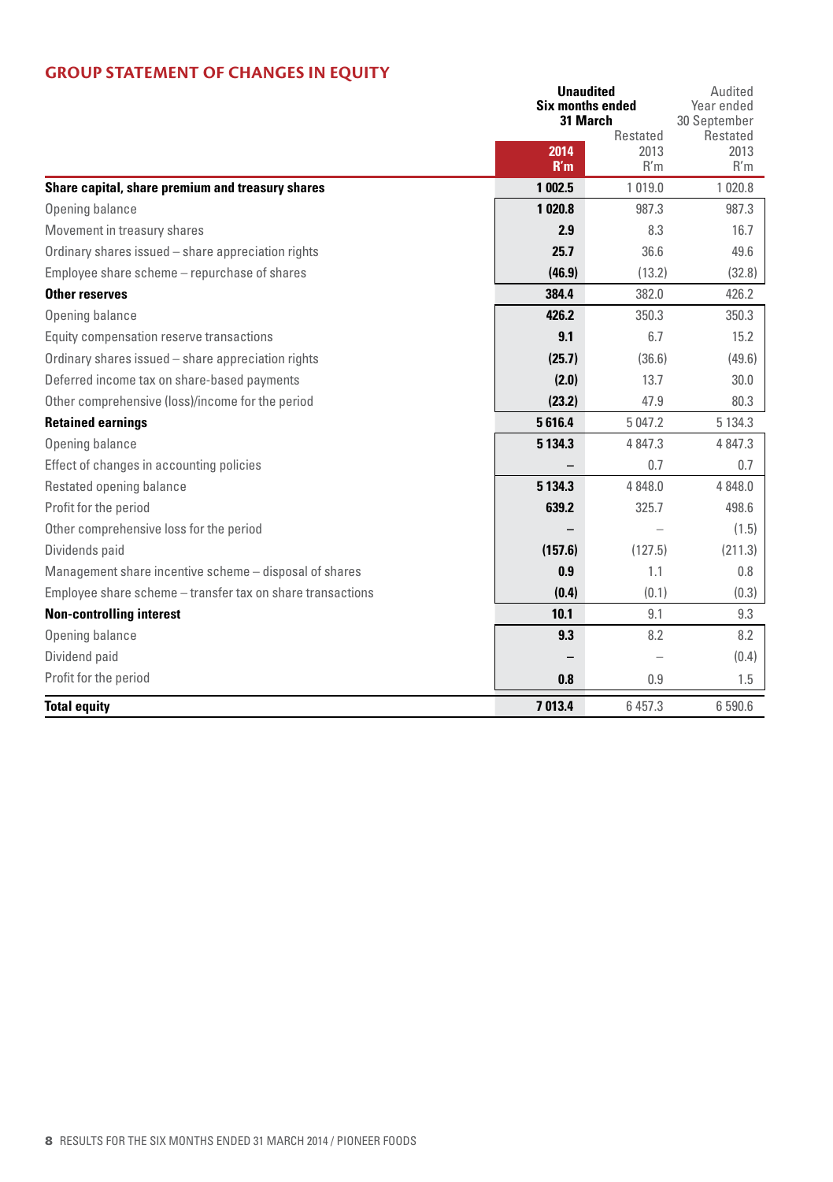## GROUP STATEMENT OF CHANGES IN EQUITY

| | Unaudited Six months ended 31 March | | Audited Year ended 30 September |
|---|---|---|---|
| | | Restated | Restated |
| | 2014 R'm | 2013 R'm | 2013 R'm |
| **Share capital, share premium and treasury shares** | **1 002.5** | 1 019.0 | 1 020.8 |
| Opening balance | **1 020.8** | 987.3 | 987.3 |
| Movement in treasury shares | **2.9** | 8.3 | 16.7 |
| Ordinary shares issued – share appreciation rights | **25.7** | 36.6 | 49.6 |
| Employee share scheme – repurchase of shares | **(46.9)** | (13.2) | (32.8) |
| **Other reserves** | **384.4** | 382.0 | 426.2 |
| Opening balance | **426.2** | 350.3 | 350.3 |
| Equity compensation reserve transactions | **9.1** | 6.7 | 15.2 |
| Ordinary shares issued – share appreciation rights | **(25.7)** | (36.6) | (49.6) |
| Deferred income tax on share-based payments | **(2.0)** | 13.7 | 30.0 |
| Other comprehensive (loss)/income for the period | **(23.2)** | 47.9 | 80.3 |
| **Retained earnings** | **5 616.4** | 5 047.2 | 5 134.3 |
| Opening balance | **5 134.3** | 4 847.3 | 4 847.3 |
| Effect of changes in accounting policies | **–** | 0.7 | 0.7 |
| Restated opening balance | **5 134.3** | 4 848.0 | 4 848.0 |
| Profit for the period | **639.2** | 325.7 | 498.6 |
| Other comprehensive loss for the period | **–** | – | (1.5) |
| Dividends paid | **(157.6)** | (127.5) | (211.3) |
| Management share incentive scheme – disposal of shares | **0.9** | 1.1 | 0.8 |
| Employee share scheme – transfer tax on share transactions | **(0.4)** | (0.1) | (0.3) |
| **Non-controlling interest** | **10.1** | 9.1 | 9.3 |
| Opening balance | **9.3** | 8.2 | 8.2 |
| Dividend paid | **–** | – | (0.4) |
| Profit for the period | **0.8** | 0.9 | 1.5 |
| **Total equity** | **7 013.4** | 6 457.3 | 6 590.6 |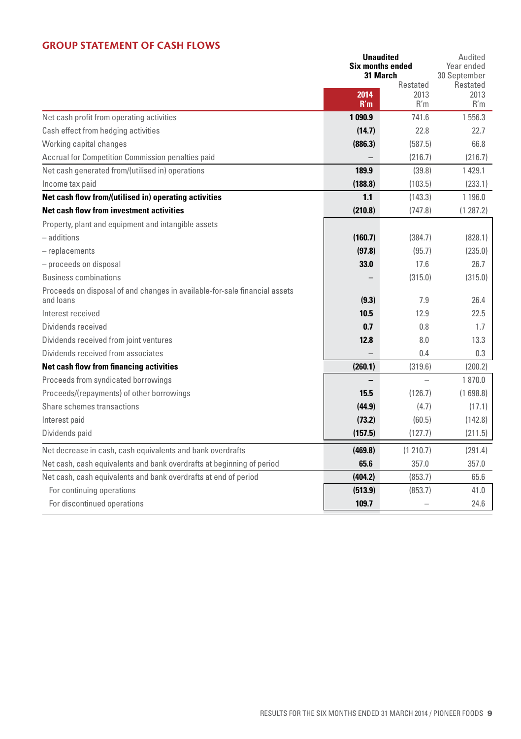## GROUP STATEMENT OF CASH FLOWS

| | Unaudited Six months ended 31 March 2014 R'm | Unaudited Six months ended 31 March Restated 2013 R'm | Audited Year ended 30 September Restated 2013 R'm |
|---|---|---|---|
| Net cash profit from operating activities | **1 090.9** | 741.6 | 1 556.3 |
| Cash effect from hedging activities | **(14.7)** | 22.8 | 22.7 |
| Working capital changes | **(886.3)** | (587.5) | 66.8 |
| Accrual for Competition Commission penalties paid | **–** | (216.7) | (216.7) |
| Net cash generated from/(utilised in) operations | **189.9** | (39.8) | 1 429.1 |
| Income tax paid | **(188.8)** | (103.5) | (233.1) |
| **Net cash flow from/(utilised in) operating activities** | **1.1** | (143.3) | 1 196.0 |
| **Net cash flow from investment activities** | **(210.8)** | (747.8) | (1 287.2) |
| Property, plant and equipment and intangible assets | | | |
| – additions | **(160.7)** | (384.7) | (828.1) |
| – replacements | **(97.8)** | (95.7) | (235.0) |
| – proceeds on disposal | **33.0** | 17.6 | 26.7 |
| Business combinations | **–** | (315.0) | (315.0) |
| Proceeds on disposal of and changes in available-for-sale financial assets and loans | **(9.3)** | 7.9 | 26.4 |
| Interest received | **10.5** | 12.9 | 22.5 |
| Dividends received | **0.7** | 0.8 | 1.7 |
| Dividends received from joint ventures | **12.8** | 8.0 | 13.3 |
| Dividends received from associates | **–** | 0.4 | 0.3 |
| **Net cash flow from financing activities** | **(260.1)** | (319.6) | (200.2) |
| Proceeds from syndicated borrowings | **–** | – | 1 870.0 |
| Proceeds/(repayments) of other borrowings | **15.5** | (126.7) | (1 698.8) |
| Share schemes transactions | **(44.9)** | (4.7) | (17.1) |
| Interest paid | **(73.2)** | (60.5) | (142.8) |
| Dividends paid | **(157.5)** | (127.7) | (211.5) |
| Net decrease in cash, cash equivalents and bank overdrafts | **(469.8)** | (1 210.7) | (291.4) |
| Net cash, cash equivalents and bank overdrafts at beginning of period | **65.6** | 357.0 | 357.0 |
| Net cash, cash equivalents and bank overdrafts at end of period | **(404.2)** | (853.7) | 65.6 |
| For continuing operations | **(513.9)** | (853.7) | 41.0 |
| For discontinued operations | **109.7** | – | 24.6 |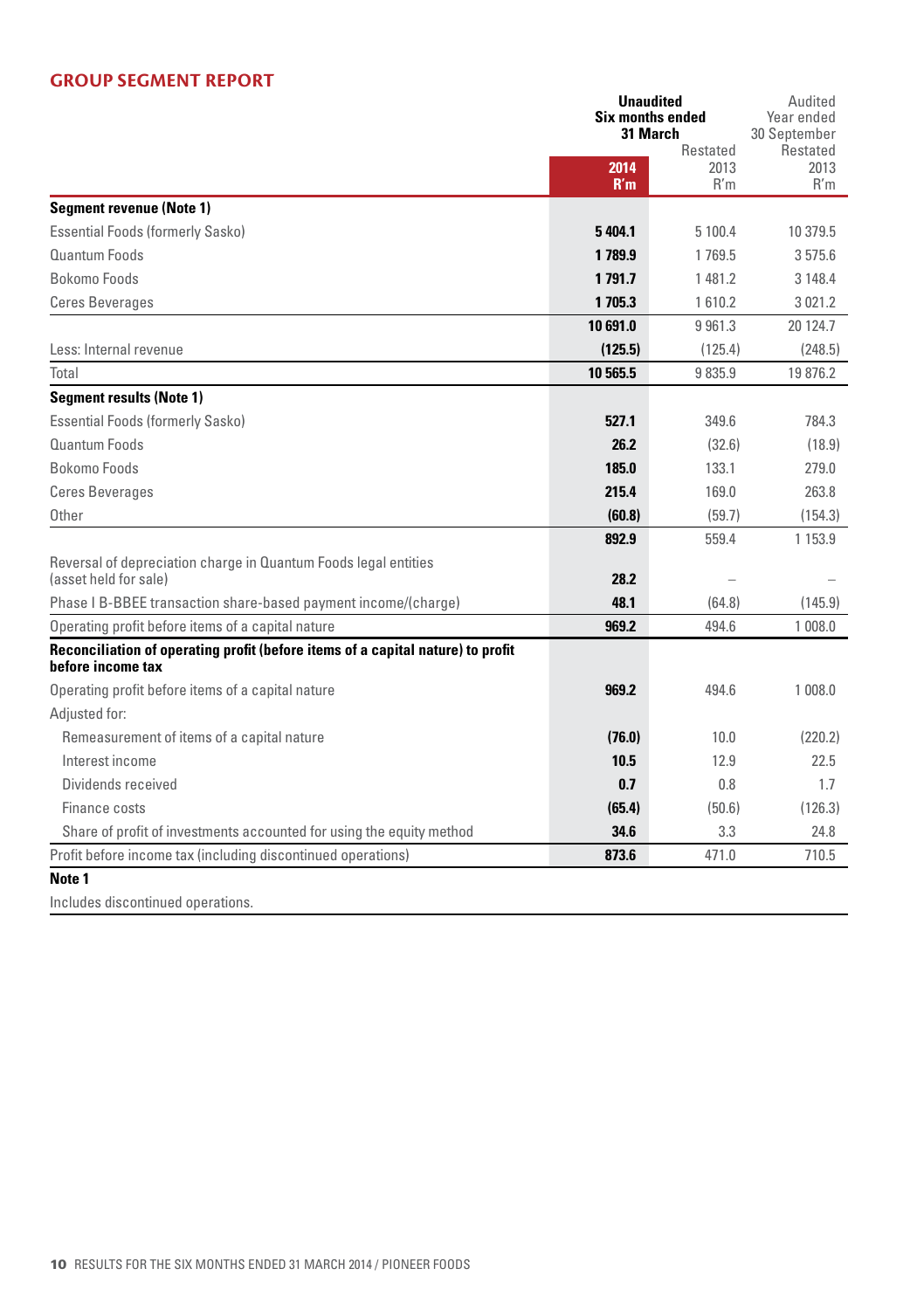## GROUP SEGMENT REPORT

| | Unaudited Six months ended 31 March | | Audited Year ended 30 September |
|---|---|---|---|
| | **2014 R'm** | Restated 2013 R'm | Restated 2013 R'm |
| **Segment revenue (Note 1)** | | | |
| Essential Foods (formerly Sasko) | **5 404.1** | 5 100.4 | 10 379.5 |
| Quantum Foods | **1 789.9** | 1 769.5 | 3 575.6 |
| Bokomo Foods | **1 791.7** | 1 481.2 | 3 148.4 |
| Ceres Beverages | **1 705.3** | 1 610.2 | 3 021.2 |
| | **10 691.0** | 9 961.3 | 20 124.7 |
| Less: Internal revenue | **(125.5)** | (125.4) | (248.5) |
| Total | **10 565.5** | 9 835.9 | 19 876.2 |
| **Segment results (Note 1)** | | | |
| Essential Foods (formerly Sasko) | **527.1** | 349.6 | 784.3 |
| Quantum Foods | **26.2** | (32.6) | (18.9) |
| Bokomo Foods | **185.0** | 133.1 | 279.0 |
| Ceres Beverages | **215.4** | 169.0 | 263.8 |
| Other | **(60.8)** | (59.7) | (154.3) |
| | **892.9** | 559.4 | 1 153.9 |
| Reversal of depreciation charge in Quantum Foods legal entities (asset held for sale) | **28.2** | – | – |
| Phase I B-BBEE transaction share-based payment income/(charge) | **48.1** | (64.8) | (145.9) |
| Operating profit before items of a capital nature | **969.2** | 494.6 | 1 008.0 |
| **Reconciliation of operating profit (before items of a capital nature) to profit before income tax** | | | |
| Operating profit before items of a capital nature | **969.2** | 494.6 | 1 008.0 |
| Adjusted for: | | | |
| Remeasurement of items of a capital nature | **(76.0)** | 10.0 | (220.2) |
| Interest income | **10.5** | 12.9 | 22.5 |
| Dividends received | **0.7** | 0.8 | 1.7 |
| Finance costs | **(65.4)** | (50.6) | (126.3) |
| Share of profit of investments accounted for using the equity method | **34.6** | 3.3 | 24.8 |
| Profit before income tax (including discontinued operations) | **873.6** | 471.0 | 710.5 |

**Note 1**

Includes discontinued operations.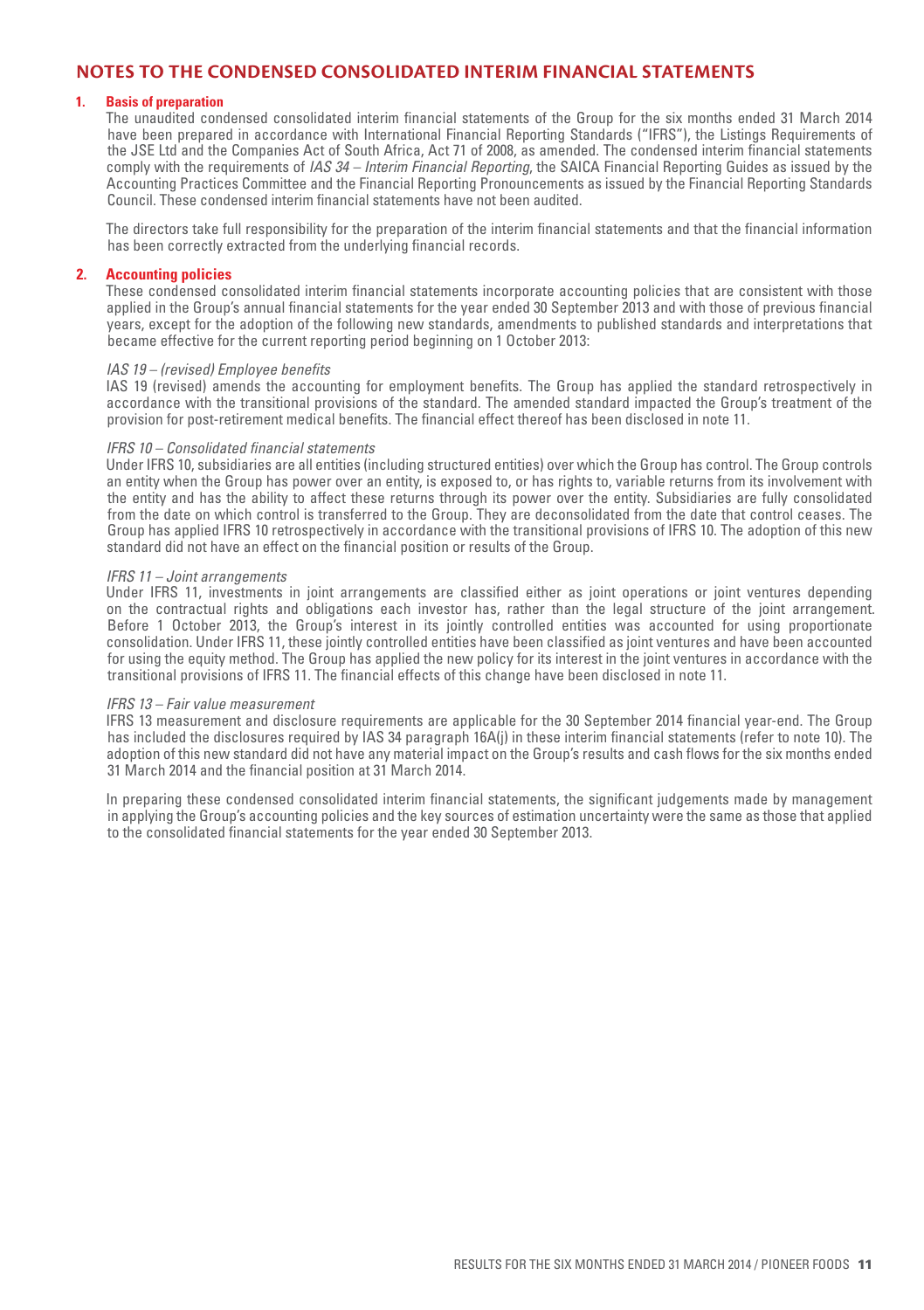# NOTES TO THE CONDENSED CONSOLIDATED INTERIM FINANCIAL STATEMENTS

## 1. Basis of preparation

The unaudited condensed consolidated interim financial statements of the Group for the six months ended 31 March 2014 have been prepared in accordance with International Financial Reporting Standards ("IFRS"), the Listings Requirements of the JSE Ltd and the Companies Act of South Africa, Act 71 of 2008, as amended. The condensed interim financial statements comply with the requirements of *IAS 34 – Interim Financial Reporting*, the SAICA Financial Reporting Guides as issued by the Accounting Practices Committee and the Financial Reporting Pronouncements as issued by the Financial Reporting Standards Council. These condensed interim financial statements have not been audited.

The directors take full responsibility for the preparation of the interim financial statements and that the financial information has been correctly extracted from the underlying financial records.

## 2. Accounting policies

These condensed consolidated interim financial statements incorporate accounting policies that are consistent with those applied in the Group's annual financial statements for the year ended 30 September 2013 and with those of previous financial years, except for the adoption of the following new standards, amendments to published standards and interpretations that became effective for the current reporting period beginning on 1 October 2013:

*IAS 19 – (revised) Employee benefits*

IAS 19 (revised) amends the accounting for employment benefits. The Group has applied the standard retrospectively in accordance with the transitional provisions of the standard. The amended standard impacted the Group's treatment of the provision for post-retirement medical benefits. The financial effect thereof has been disclosed in note 11.

*IFRS 10 – Consolidated financial statements*

Under IFRS 10, subsidiaries are all entities (including structured entities) over which the Group has control. The Group controls an entity when the Group has power over an entity, is exposed to, or has rights to, variable returns from its involvement with the entity and has the ability to affect these returns through its power over the entity. Subsidiaries are fully consolidated from the date on which control is transferred to the Group. They are deconsolidated from the date that control ceases. The Group has applied IFRS 10 retrospectively in accordance with the transitional provisions of IFRS 10. The adoption of this new standard did not have an effect on the financial position or results of the Group.

*IFRS 11 – Joint arrangements*

Under IFRS 11, investments in joint arrangements are classified either as joint operations or joint ventures depending on the contractual rights and obligations each investor has, rather than the legal structure of the joint arrangement. Before 1 October 2013, the Group's interest in its jointly controlled entities was accounted for using proportionate consolidation. Under IFRS 11, these jointly controlled entities have been classified as joint ventures and have been accounted for using the equity method. The Group has applied the new policy for its interest in the joint ventures in accordance with the transitional provisions of IFRS 11. The financial effects of this change have been disclosed in note 11.

*IFRS 13 – Fair value measurement*

IFRS 13 measurement and disclosure requirements are applicable for the 30 September 2014 financial year-end. The Group has included the disclosures required by IAS 34 paragraph 16A(j) in these interim financial statements (refer to note 10). The adoption of this new standard did not have any material impact on the Group's results and cash flows for the six months ended 31 March 2014 and the financial position at 31 March 2014.

In preparing these condensed consolidated interim financial statements, the significant judgements made by management in applying the Group's accounting policies and the key sources of estimation uncertainty were the same as those that applied to the consolidated financial statements for the year ended 30 September 2013.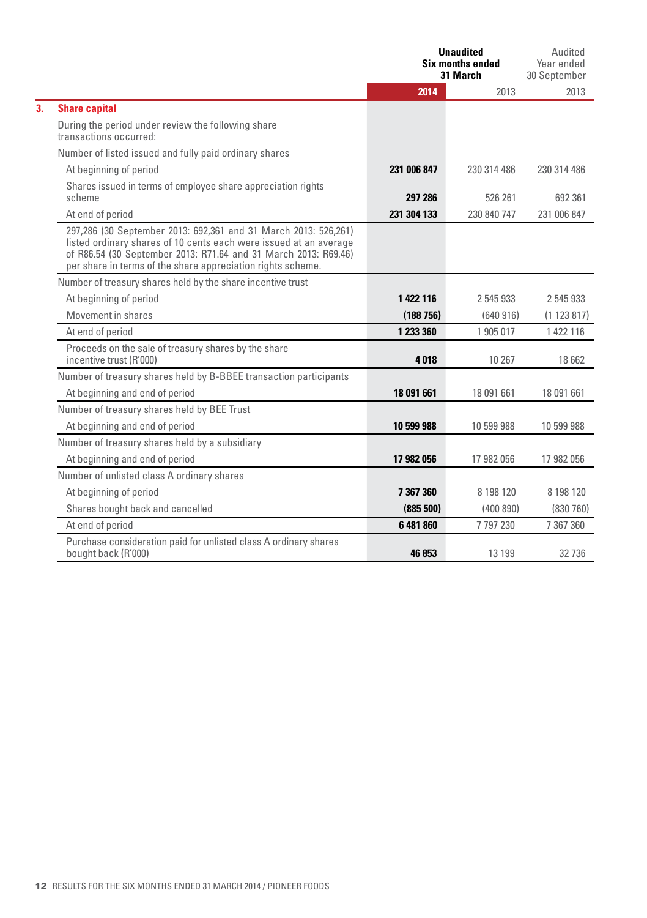| | Unaudited Six months ended 31 March | | Audited Year ended 30 September |
|---|---|---|---|
| | **2014** | 2013 | 2013 |
| **3. Share capital** | | | |
| During the period under review the following share transactions occurred: | | | |
| Number of listed issued and fully paid ordinary shares | | | |
| At beginning of period | **231 006 847** | 230 314 486 | 230 314 486 |
| Shares issued in terms of employee share appreciation rights scheme | **297 286** | 526 261 | 692 361 |
| At end of period | **231 304 133** | 230 840 747 | 231 006 847 |
| 297,286 (30 September 2013: 692,361 and 31 March 2013: 526,261) listed ordinary shares of 10 cents each were issued at an average of R86.54 (30 September 2013: R71.64 and 31 March 2013: R69.46) per share in terms of the share appreciation rights scheme. | | | |
| Number of treasury shares held by the share incentive trust | | | |
| At beginning of period | **1 422 116** | 2 545 933 | 2 545 933 |
| Movement in shares | **(188 756)** | (640 916) | (1 123 817) |
| At end of period | **1 233 360** | 1 905 017 | 1 422 116 |
| Proceeds on the sale of treasury shares by the share incentive trust (R'000) | **4 018** | 10 267 | 18 662 |
| Number of treasury shares held by B-BBEE transaction participants | | | |
| At beginning and end of period | **18 091 661** | 18 091 661 | 18 091 661 |
| Number of treasury shares held by BEE Trust | | | |
| At beginning and end of period | **10 599 988** | 10 599 988 | 10 599 988 |
| Number of treasury shares held by a subsidiary | | | |
| At beginning and end of period | **17 982 056** | 17 982 056 | 17 982 056 |
| Number of unlisted class A ordinary shares | | | |
| At beginning of period | **7 367 360** | 8 198 120 | 8 198 120 |
| Shares bought back and cancelled | **(885 500)** | (400 890) | (830 760) |
| At end of period | **6 481 860** | 7 797 230 | 7 367 360 |
| Purchase consideration paid for unlisted class A ordinary shares bought back (R'000) | **46 853** | 13 199 | 32 736 |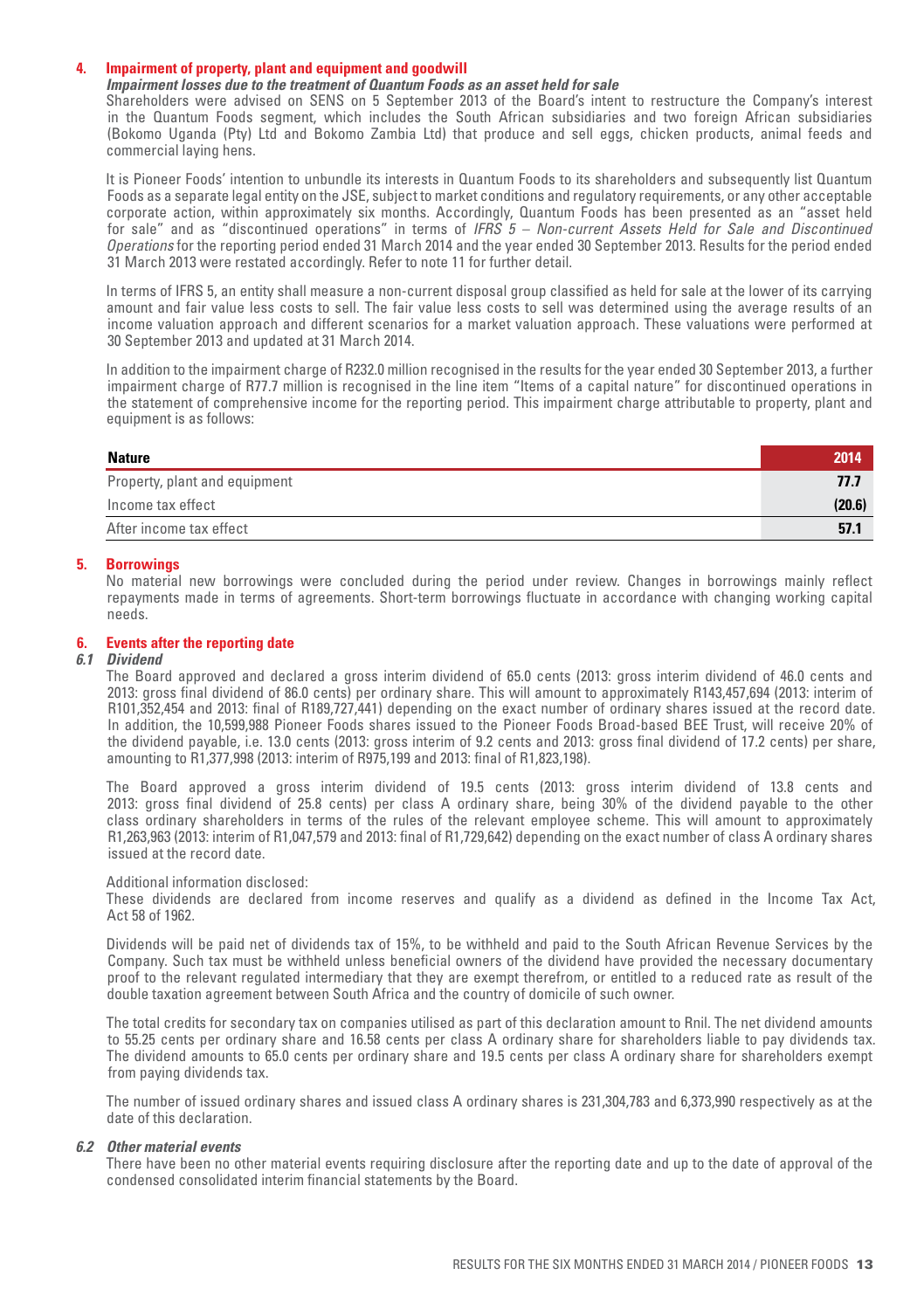## 4. Impairment of property, plant and equipment and goodwill

***Impairment losses due to the treatment of Quantum Foods as an asset held for sale***

Shareholders were advised on SENS on 5 September 2013 of the Board's intent to restructure the Company's interest in the Quantum Foods segment, which includes the South African subsidiaries and two foreign African subsidiaries (Bokomo Uganda (Pty) Ltd and Bokomo Zambia Ltd) that produce and sell eggs, chicken products, animal feeds and commercial laying hens.

It is Pioneer Foods' intention to unbundle its interests in Quantum Foods to its shareholders and subsequently list Quantum Foods as a separate legal entity on the JSE, subject to market conditions and regulatory requirements, or any other acceptable corporate action, within approximately six months. Accordingly, Quantum Foods has been presented as an "asset held for sale" and as "discontinued operations" in terms of *IFRS 5 – Non-current Assets Held for Sale and Discontinued Operations* for the reporting period ended 31 March 2014 and the year ended 30 September 2013. Results for the period ended 31 March 2013 were restated accordingly. Refer to note 11 for further detail.

In terms of IFRS 5, an entity shall measure a non-current disposal group classified as held for sale at the lower of its carrying amount and fair value less costs to sell. The fair value less costs to sell was determined using the average results of an income valuation approach and different scenarios for a market valuation approach. These valuations were performed at 30 September 2013 and updated at 31 March 2014.

In addition to the impairment charge of R232.0 million recognised in the results for the year ended 30 September 2013, a further impairment charge of R77.7 million is recognised in the line item "Items of a capital nature" for discontinued operations in the statement of comprehensive income for the reporting period. This impairment charge attributable to property, plant and equipment is as follows:

| Nature | 2014 |
|---|---|
| Property, plant and equipment | **77.7** |
| Income tax effect | **(20.6)** |
| After income tax effect | **57.1** |

## 5. Borrowings

No material new borrowings were concluded during the period under review. Changes in borrowings mainly reflect repayments made in terms of agreements. Short-term borrowings fluctuate in accordance with changing working capital needs.

## 6. Events after the reporting date

### 6.1 Dividend

The Board approved and declared a gross interim dividend of 65.0 cents (2013: gross interim dividend of 46.0 cents and 2013: gross final dividend of 86.0 cents) per ordinary share. This will amount to approximately R143,457,694 (2013: interim of R101,352,454 and 2013: final of R189,727,441) depending on the exact number of ordinary shares issued at the record date. In addition, the 10,599,988 Pioneer Foods shares issued to the Pioneer Foods Broad-based BEE Trust, will receive 20% of the dividend payable, i.e. 13.0 cents (2013: gross interim of 9.2 cents and 2013: gross final dividend of 17.2 cents) per share, amounting to R1,377,998 (2013: interim of R975,199 and 2013: final of R1,823,198).

The Board approved a gross interim dividend of 19.5 cents (2013: gross interim dividend of 13.8 cents and 2013: gross final dividend of 25.8 cents) per class A ordinary share, being 30% of the dividend payable to the other class ordinary shareholders in terms of the rules of the relevant employee scheme. This will amount to approximately R1,263,963 (2013: interim of R1,047,579 and 2013: final of R1,729,642) depending on the exact number of class A ordinary shares issued at the record date.

Additional information disclosed:
These dividends are declared from income reserves and qualify as a dividend as defined in the Income Tax Act, Act 58 of 1962.

Dividends will be paid net of dividends tax of 15%, to be withheld and paid to the South African Revenue Services by the Company. Such tax must be withheld unless beneficial owners of the dividend have provided the necessary documentary proof to the relevant regulated intermediary that they are exempt therefrom, or entitled to a reduced rate as result of the double taxation agreement between South Africa and the country of domicile of such owner.

The total credits for secondary tax on companies utilised as part of this declaration amount to Rnil. The net dividend amounts to 55.25 cents per ordinary share and 16.58 cents per class A ordinary share for shareholders liable to pay dividends tax. The dividend amounts to 65.0 cents per ordinary share and 19.5 cents per class A ordinary share for shareholders exempt from paying dividends tax.

The number of issued ordinary shares and issued class A ordinary shares is 231,304,783 and 6,373,990 respectively as at the date of this declaration.

### 6.2 Other material events

There have been no other material events requiring disclosure after the reporting date and up to the date of approval of the condensed consolidated interim financial statements by the Board.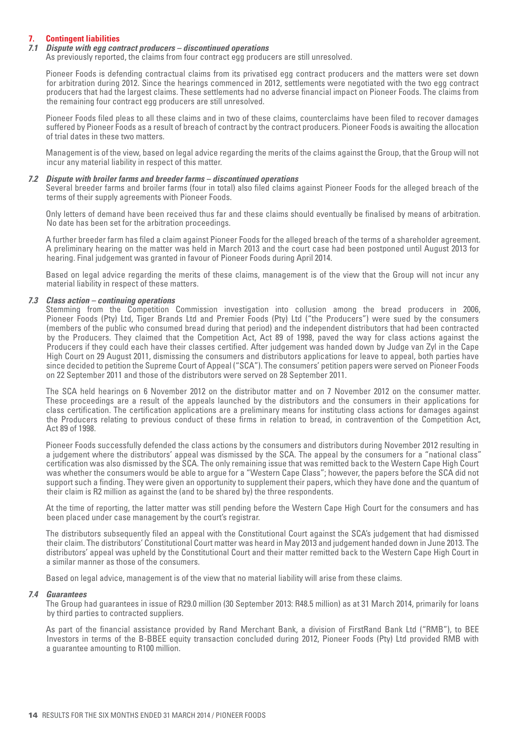## 7. Contingent liabilities

### *7.1 Dispute with egg contract producers – discontinued operations*

As previously reported, the claims from four contract egg producers are still unresolved.

Pioneer Foods is defending contractual claims from its privatised egg contract producers and the matters were set down for arbitration during 2012. Since the hearings commenced in 2012, settlements were negotiated with the two egg contract producers that had the largest claims. These settlements had no adverse financial impact on Pioneer Foods. The claims from the remaining four contract egg producers are still unresolved.

Pioneer Foods filed pleas to all these claims and in two of these claims, counterclaims have been filed to recover damages suffered by Pioneer Foods as a result of breach of contract by the contract producers. Pioneer Foods is awaiting the allocation of trial dates in these two matters.

Management is of the view, based on legal advice regarding the merits of the claims against the Group, that the Group will not incur any material liability in respect of this matter.

### *7.2 Dispute with broiler farms and breeder farms – discontinued operations*

Several breeder farms and broiler farms (four in total) also filed claims against Pioneer Foods for the alleged breach of the terms of their supply agreements with Pioneer Foods.

Only letters of demand have been received thus far and these claims should eventually be finalised by means of arbitration. No date has been set for the arbitration proceedings.

A further breeder farm has filed a claim against Pioneer Foods for the alleged breach of the terms of a shareholder agreement. A preliminary hearing on the matter was held in March 2013 and the court case had been postponed until August 2013 for hearing. Final judgement was granted in favour of Pioneer Foods during April 2014.

Based on legal advice regarding the merits of these claims, management is of the view that the Group will not incur any material liability in respect of these matters.

### *7.3 Class action – continuing operations*

Stemming from the Competition Commission investigation into collusion among the bread producers in 2006, Pioneer Foods (Pty) Ltd, Tiger Brands Ltd and Premier Foods (Pty) Ltd ("the Producers") were sued by the consumers (members of the public who consumed bread during that period) and the independent distributors that had been contracted by the Producers. They claimed that the Competition Act, Act 89 of 1998, paved the way for class actions against the Producers if they could each have their classes certified. After judgement was handed down by Judge van Zyl in the Cape High Court on 29 August 2011, dismissing the consumers and distributors applications for leave to appeal, both parties have since decided to petition the Supreme Court of Appeal ("SCA"). The consumers' petition papers were served on Pioneer Foods on 22 September 2011 and those of the distributors were served on 28 September 2011.

The SCA held hearings on 6 November 2012 on the distributor matter and on 7 November 2012 on the consumer matter. These proceedings are a result of the appeals launched by the distributors and the consumers in their applications for class certification. The certification applications are a preliminary means for instituting class actions for damages against the Producers relating to previous conduct of these firms in relation to bread, in contravention of the Competition Act, Act 89 of 1998.

Pioneer Foods successfully defended the class actions by the consumers and distributors during November 2012 resulting in a judgement where the distributors' appeal was dismissed by the SCA. The appeal by the consumers for a "national class" certification was also dismissed by the SCA. The only remaining issue that was remitted back to the Western Cape High Court was whether the consumers would be able to argue for a "Western Cape Class"; however, the papers before the SCA did not support such a finding. They were given an opportunity to supplement their papers, which they have done and the quantum of their claim is R2 million as against the (and to be shared by) the three respondents.

At the time of reporting, the latter matter was still pending before the Western Cape High Court for the consumers and has been placed under case management by the court's registrar.

The distributors subsequently filed an appeal with the Constitutional Court against the SCA's judgement that had dismissed their claim. The distributors' Constitutional Court matter was heard in May 2013 and judgement handed down in June 2013. The distributors' appeal was upheld by the Constitutional Court and their matter remitted back to the Western Cape High Court in a similar manner as those of the consumers.

Based on legal advice, management is of the view that no material liability will arise from these claims.

### *7.4 Guarantees*

The Group had guarantees in issue of R29.0 million (30 September 2013: R48.5 million) as at 31 March 2014, primarily for loans by third parties to contracted suppliers.

As part of the financial assistance provided by Rand Merchant Bank, a division of FirstRand Bank Ltd ("RMB"), to BEE Investors in terms of the B-BBEE equity transaction concluded during 2012, Pioneer Foods (Pty) Ltd provided RMB with a guarantee amounting to R100 million.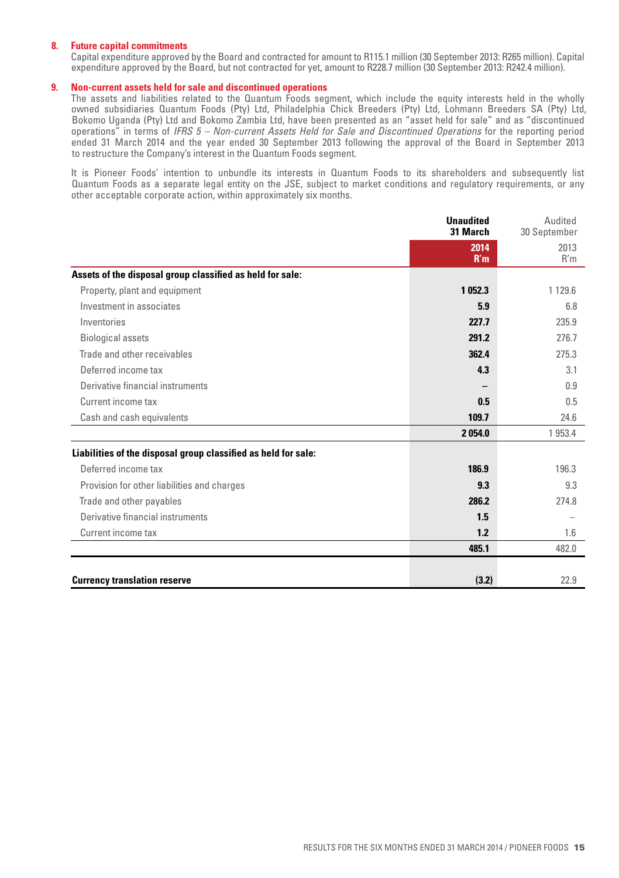## 8. Future capital commitments

Capital expenditure approved by the Board and contracted for amount to R115.1 million (30 September 2013: R265 million). Capital expenditure approved by the Board, but not contracted for yet, amount to R228.7 million (30 September 2013: R242.4 million).

## 9. Non-current assets held for sale and discontinued operations

The assets and liabilities related to the Quantum Foods segment, which include the equity interests held in the wholly owned subsidiaries Quantum Foods (Pty) Ltd, Philadelphia Chick Breeders (Pty) Ltd, Lohmann Breeders SA (Pty) Ltd, Bokomo Uganda (Pty) Ltd and Bokomo Zambia Ltd, have been presented as an "asset held for sale" and as "discontinued operations" in terms of *IFRS 5 – Non-current Assets Held for Sale and Discontinued Operations* for the reporting period ended 31 March 2014 and the year ended 30 September 2013 following the approval of the Board in September 2013 to restructure the Company's interest in the Quantum Foods segment.

It is Pioneer Foods' intention to unbundle its interests in Quantum Foods to its shareholders and subsequently list Quantum Foods as a separate legal entity on the JSE, subject to market conditions and regulatory requirements, or any other acceptable corporate action, within approximately six months.

| | **Unaudited 31 March 2014 R'm** | Audited 30 September 2013 R'm |
|---|---|---|
| **Assets of the disposal group classified as held for sale:** | | |
| Property, plant and equipment | **1 052.3** | 1 129.6 |
| Investment in associates | **5.9** | 6.8 |
| Inventories | **227.7** | 235.9 |
| Biological assets | **291.2** | 276.7 |
| Trade and other receivables | **362.4** | 275.3 |
| Deferred income tax | **4.3** | 3.1 |
| Derivative financial instruments | **–** | 0.9 |
| Current income tax | **0.5** | 0.5 |
| Cash and cash equivalents | **109.7** | 24.6 |
| | **2 054.0** | 1 953.4 |
| **Liabilities of the disposal group classified as held for sale:** | | |
| Deferred income tax | **186.9** | 196.3 |
| Provision for other liabilities and charges | **9.3** | 9.3 |
| Trade and other payables | **286.2** | 274.8 |
| Derivative financial instruments | **1.5** | – |
| Current income tax | **1.2** | 1.6 |
| | **485.1** | 482.0 |
| **Currency translation reserve** | **(3.2)** | 22.9 |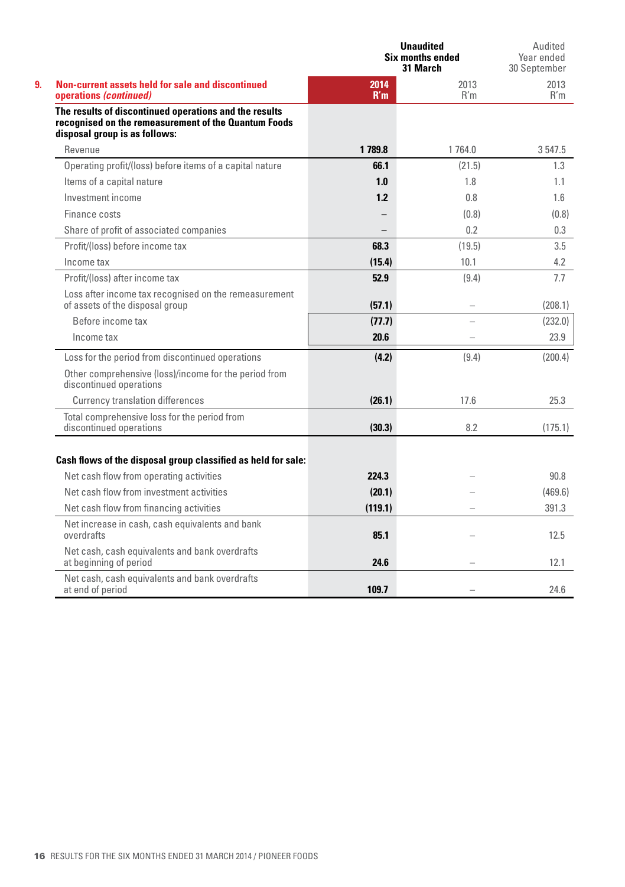## 9. Non-current assets held for sale and discontinued operations *(continued)*

| | Unaudited Six months ended 31 March 2014 R'm | Unaudited Six months ended 31 March 2013 R'm | Audited Year ended 30 September 2013 R'm |
|---|---|---|---|
| **The results of discontinued operations and the results recognised on the remeasurement of the Quantum Foods disposal group is as follows:** | | | |
| Revenue | **1 789.8** | 1 764.0 | 3 547.5 |
| Operating profit/(loss) before items of a capital nature | **66.1** | (21.5) | 1.3 |
| Items of a capital nature | **1.0** | 1.8 | 1.1 |
| Investment income | **1.2** | 0.8 | 1.6 |
| Finance costs | **–** | (0.8) | (0.8) |
| Share of profit of associated companies | **–** | 0.2 | 0.3 |
| Profit/(loss) before income tax | **68.3** | (19.5) | 3.5 |
| Income tax | **(15.4)** | 10.1 | 4.2 |
| Profit/(loss) after income tax | **52.9** | (9.4) | 7.7 |
| Loss after income tax recognised on the remeasurement of assets of the disposal group | **(57.1)** | – | (208.1) |
| Before income tax | **(77.7)** | – | (232.0) |
| Income tax | **20.6** | – | 23.9 |
| Loss for the period from discontinued operations | **(4.2)** | (9.4) | (200.4) |
| Other comprehensive (loss)/income for the period from discontinued operations | | | |
| Currency translation differences | **(26.1)** | 17.6 | 25.3 |
| Total comprehensive loss for the period from discontinued operations | **(30.3)** | 8.2 | (175.1) |
| **Cash flows of the disposal group classified as held for sale:** | | | |
| Net cash flow from operating activities | **224.3** | – | 90.8 |
| Net cash flow from investment activities | **(20.1)** | – | (469.6) |
| Net cash flow from financing activities | **(119.1)** | – | 391.3 |
| Net increase in cash, cash equivalents and bank overdrafts | **85.1** | – | 12.5 |
| Net cash, cash equivalents and bank overdrafts at beginning of period | **24.6** | – | 12.1 |
| Net cash, cash equivalents and bank overdrafts at end of period | **109.7** | – | 24.6 |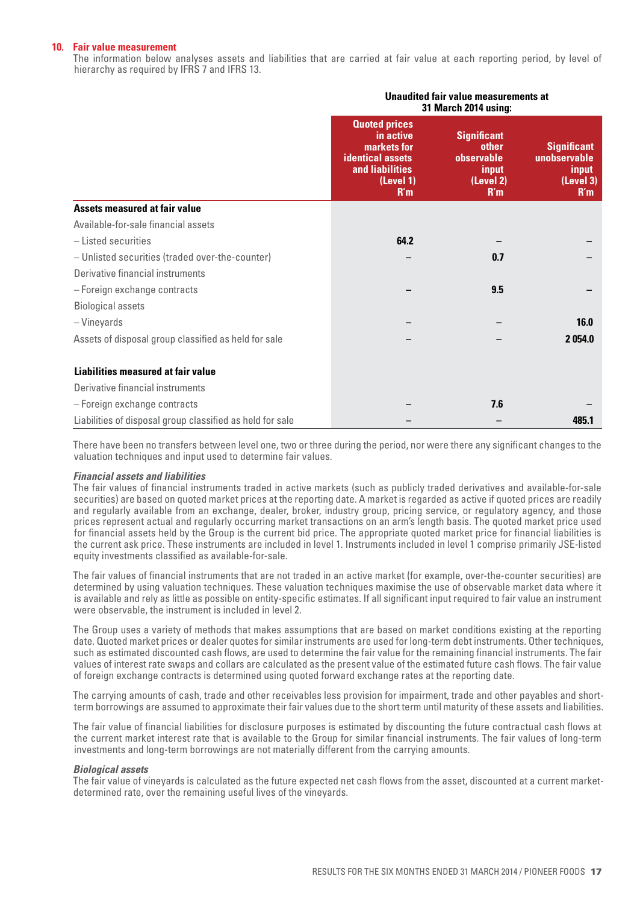## 10. Fair value measurement

The information below analyses assets and liabilities that are carried at fair value at each reporting period, by level of hierarchy as required by IFRS 7 and IFRS 13.

| | Unaudited fair value measurements at 31 March 2014 using: | | |
|---|---|---|---|
| | Quoted prices in active markets for identical assets and liabilities (Level 1) R'm | Significant other observable input (Level 2) R'm | Significant unobservable input (Level 3) R'm |
| **Assets measured at fair value** | | | |
| Available-for-sale financial assets | | | |
| – Listed securities | **64.2** | – | – |
| – Unlisted securities (traded over-the-counter) | – | **0.7** | – |
| Derivative financial instruments | | | |
| – Foreign exchange contracts | – | **9.5** | – |
| Biological assets | | | |
| – Vineyards | – | – | **16.0** |
| Assets of disposal group classified as held for sale | – | – | **2 054.0** |
| | | | |
| **Liabilities measured at fair value** | | | |
| Derivative financial instruments | | | |
| – Foreign exchange contracts | – | **7.6** | – |
| Liabilities of disposal group classified as held for sale | – | – | **485.1** |

There have been no transfers between level one, two or three during the period, nor were there any significant changes to the valuation techniques and input used to determine fair values.

***Financial assets and liabilities***

The fair values of financial instruments traded in active markets (such as publicly traded derivatives and available-for-sale securities) are based on quoted market prices at the reporting date. A market is regarded as active if quoted prices are readily and regularly available from an exchange, dealer, broker, industry group, pricing service, or regulatory agency, and those prices represent actual and regularly occurring market transactions on an arm's length basis. The quoted market price used for financial assets held by the Group is the current bid price. The appropriate quoted market price for financial liabilities is the current ask price. These instruments are included in level 1. Instruments included in level 1 comprise primarily JSE-listed equity investments classified as available-for-sale.

The fair values of financial instruments that are not traded in an active market (for example, over-the-counter securities) are determined by using valuation techniques. These valuation techniques maximise the use of observable market data where it is available and rely as little as possible on entity-specific estimates. If all significant input required to fair value an instrument were observable, the instrument is included in level 2.

The Group uses a variety of methods that makes assumptions that are based on market conditions existing at the reporting date. Quoted market prices or dealer quotes for similar instruments are used for long-term debt instruments. Other techniques, such as estimated discounted cash flows, are used to determine the fair value for the remaining financial instruments. The fair values of interest rate swaps and collars are calculated as the present value of the estimated future cash flows. The fair value of foreign exchange contracts is determined using quoted forward exchange rates at the reporting date.

The carrying amounts of cash, trade and other receivables less provision for impairment, trade and other payables and short-term borrowings are assumed to approximate their fair values due to the short term until maturity of these assets and liabilities.

The fair value of financial liabilities for disclosure purposes is estimated by discounting the future contractual cash flows at the current market interest rate that is available to the Group for similar financial instruments. The fair values of long-term investments and long-term borrowings are not materially different from the carrying amounts.

***Biological assets***

The fair value of vineyards is calculated as the future expected net cash flows from the asset, discounted at a current market-determined rate, over the remaining useful lives of the vineyards.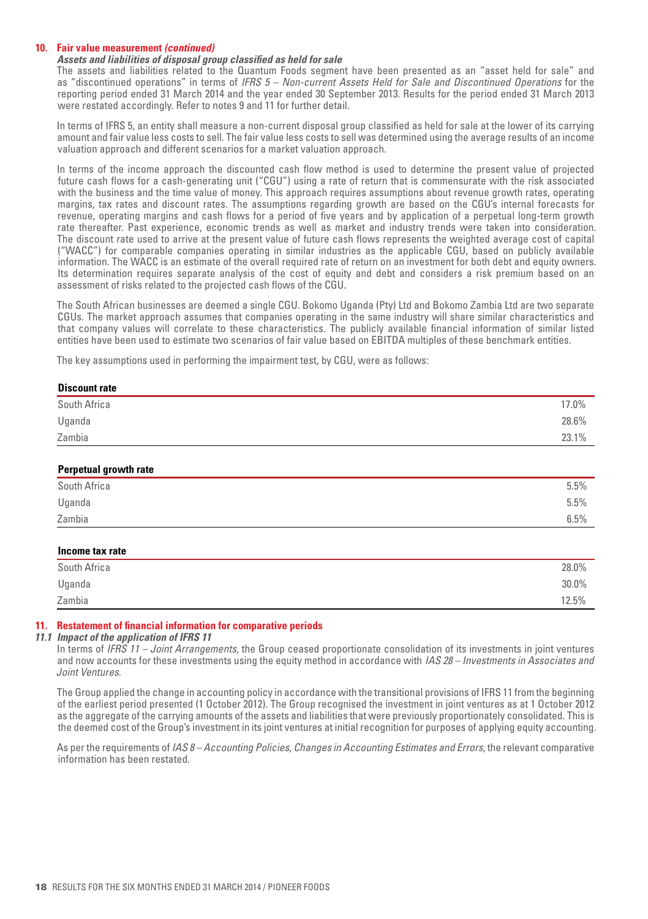## 10. Fair value measurement *(continued)*

***Assets and liabilities of disposal group classified as held for sale***

The assets and liabilities related to the Quantum Foods segment have been presented as an "asset held for sale" and as "discontinued operations" in terms of *IFRS 5 – Non-current Assets Held for Sale and Discontinued Operations* for the reporting period ended 31 March 2014 and the year ended 30 September 2013. Results for the period ended 31 March 2013 were restated accordingly. Refer to notes 9 and 11 for further detail.

In terms of IFRS 5, an entity shall measure a non-current disposal group classified as held for sale at the lower of its carrying amount and fair value less costs to sell. The fair value less costs to sell was determined using the average results of an income valuation approach and different scenarios for a market valuation approach.

In terms of the income approach the discounted cash flow method is used to determine the present value of projected future cash flows for a cash-generating unit ("CGU") using a rate of return that is commensurate with the risk associated with the business and the time value of money. This approach requires assumptions about revenue growth rates, operating margins, tax rates and discount rates. The assumptions regarding growth are based on the CGU's internal forecasts for revenue, operating margins and cash flows for a period of five years and by application of a perpetual long-term growth rate thereafter. Past experience, economic trends as well as market and industry trends were taken into consideration. The discount rate used to arrive at the present value of future cash flows represents the weighted average cost of capital ("WACC") for comparable companies operating in similar industries as the applicable CGU, based on publicly available information. The WACC is an estimate of the overall required rate of return on an investment for both debt and equity owners. Its determination requires separate analysis of the cost of equity and debt and considers a risk premium based on an assessment of risks related to the projected cash flows of the CGU.

The South African businesses are deemed a single CGU. Bokomo Uganda (Pty) Ltd and Bokomo Zambia Ltd are two separate CGUs. The market approach assumes that companies operating in the same industry will share similar characteristics and that company values will correlate to these characteristics. The publicly available financial information of similar listed entities have been used to estimate two scenarios of fair value based on EBITDA multiples of these benchmark entities.

The key assumptions used in performing the impairment test, by CGU, were as follows:

| **Discount rate** | |
|---|---|
| South Africa | 17.0% |
| Uganda | 28.6% |
| Zambia | 23.1% |

| **Perpetual growth rate** | |
|---|---|
| South Africa | 5.5% |
| Uganda | 5.5% |
| Zambia | 6.5% |

| **Income tax rate** | |
|---|---|
| South Africa | 28.0% |
| Uganda | 30.0% |
| Zambia | 12.5% |

## 11. Restatement of financial information for comparative periods

### *11.1 Impact of the application of IFRS 11*

In terms of *IFRS 11 – Joint Arrangements,* the Group ceased proportionate consolidation of its investments in joint ventures and now accounts for these investments using the equity method in accordance with *IAS 28 – Investments in Associates and Joint Ventures*.

The Group applied the change in accounting policy in accordance with the transitional provisions of IFRS 11 from the beginning of the earliest period presented (1 October 2012). The Group recognised the investment in joint ventures as at 1 October 2012 as the aggregate of the carrying amounts of the assets and liabilities that were previously proportionately consolidated. This is the deemed cost of the Group's investment in its joint ventures at initial recognition for purposes of applying equity accounting.

As per the requirements of *IAS 8 – Accounting Policies, Changes in Accounting Estimates and Errors*, the relevant comparative information has been restated.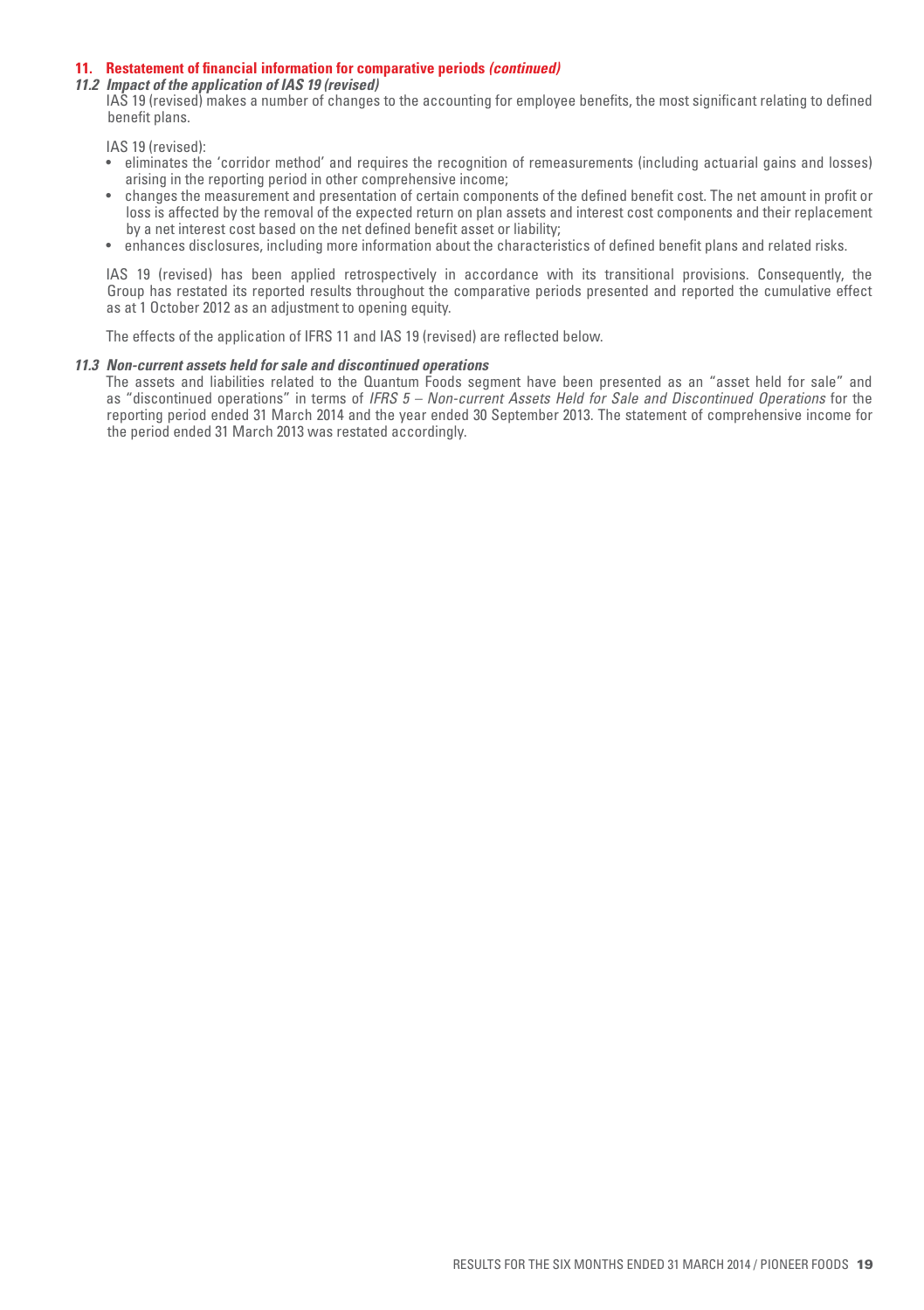## 11. Restatement of financial information for comparative periods *(continued)*

### *11.2 Impact of the application of IAS 19 (revised)*

IAS 19 (revised) makes a number of changes to the accounting for employee benefits, the most significant relating to defined benefit plans.

IAS 19 (revised):

- eliminates the 'corridor method' and requires the recognition of remeasurements (including actuarial gains and losses) arising in the reporting period in other comprehensive income;
- changes the measurement and presentation of certain components of the defined benefit cost. The net amount in profit or loss is affected by the removal of the expected return on plan assets and interest cost components and their replacement by a net interest cost based on the net defined benefit asset or liability;
- enhances disclosures, including more information about the characteristics of defined benefit plans and related risks.

IAS 19 (revised) has been applied retrospectively in accordance with its transitional provisions. Consequently, the Group has restated its reported results throughout the comparative periods presented and reported the cumulative effect as at 1 October 2012 as an adjustment to opening equity.

The effects of the application of IFRS 11 and IAS 19 (revised) are reflected below.

### *11.3 Non-current assets held for sale and discontinued operations*

The assets and liabilities related to the Quantum Foods segment have been presented as an "asset held for sale" and as "discontinued operations" in terms of *IFRS 5 – Non-current Assets Held for Sale and Discontinued Operations* for the reporting period ended 31 March 2014 and the year ended 30 September 2013. The statement of comprehensive income for the period ended 31 March 2013 was restated accordingly.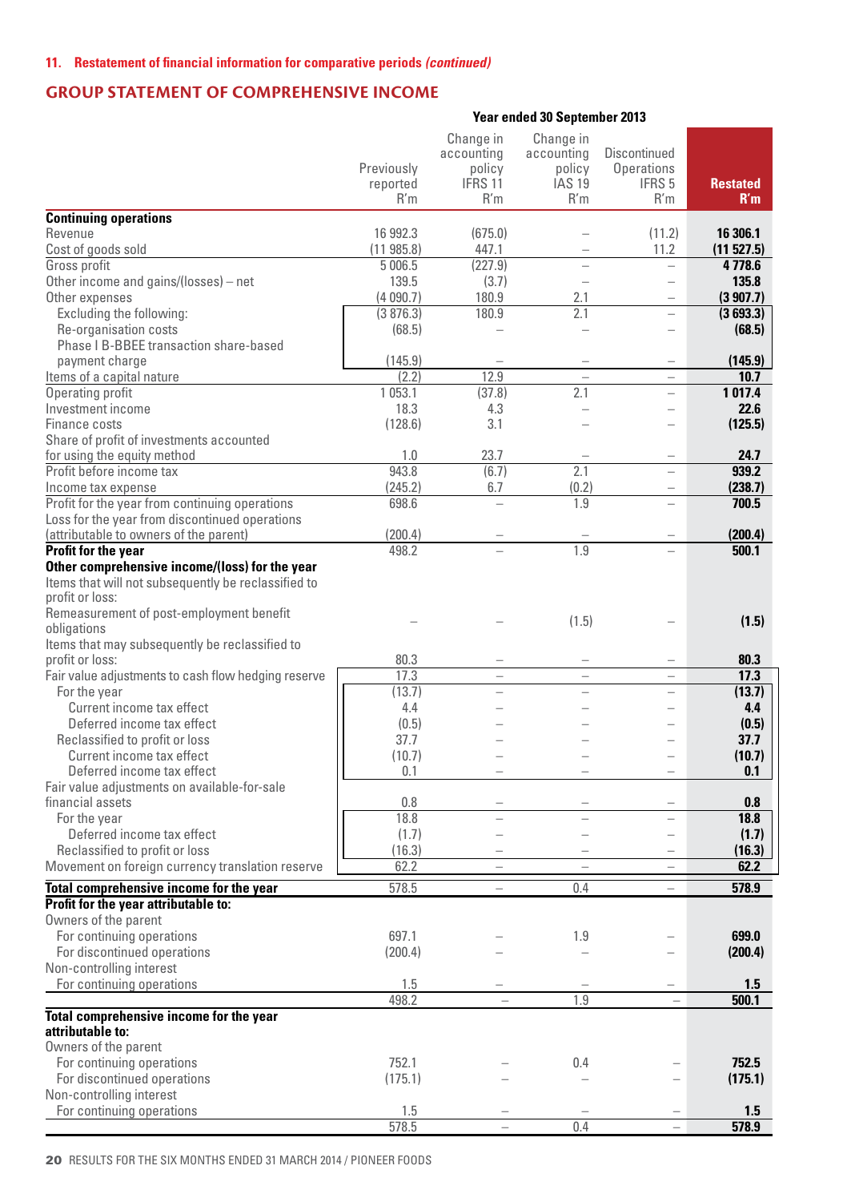## 11. Restatement of financial information for comparative periods *(continued)*

## GROUP STATEMENT OF COMPREHENSIVE INCOME

| | Year ended 30 September 2013 | | | | |
|---|---|---|---|---|---|
| | Previously reported R'm | Change in accounting policy IFRS 11 R'm | Change in accounting policy IAS 19 R'm | Discontinued Operations IFRS 5 R'm | **Restated R'm** |
| **Continuing operations** | | | | | |
| Revenue | 16 992.3 | (675.0) | – | (11.2) | **16 306.1** |
| Cost of goods sold | (11 985.8) | 447.1 | – | 11.2 | **(11 527.5)** |
| Gross profit | 5 006.5 | (227.9) | – | – | **4 778.6** |
| Other income and gains/(losses) – net | 139.5 | (3.7) | – | – | **135.8** |
| Other expenses | (4 090.7) | 180.9 | 2.1 | – | **(3 907.7)** |
| Excluding the following: | (3 876.3) | 180.9 | 2.1 | – | **(3 693.3)** |
| Re-organisation costs | (68.5) | – | – | – | **(68.5)** |
| Phase I B-BBEE transaction share-based payment charge | (145.9) | – | – | – | **(145.9)** |
| Items of a capital nature | (2.2) | 12.9 | – | – | **10.7** |
| Operating profit | 1 053.1 | (37.8) | 2.1 | – | **1 017.4** |
| Investment income | 18.3 | 4.3 | – | – | **22.6** |
| Finance costs | (128.6) | 3.1 | – | – | **(125.5)** |
| Share of profit of investments accounted for using the equity method | 1.0 | 23.7 | – | – | **24.7** |
| Profit before income tax | 943.8 | (6.7) | 2.1 | – | **939.2** |
| Income tax expense | (245.2) | 6.7 | (0.2) | – | **(238.7)** |
| Profit for the year from continuing operations | 698.6 | – | 1.9 | – | **700.5** |
| Loss for the year from discontinued operations (attributable to owners of the parent) | (200.4) | – | – | – | **(200.4)** |
| **Profit for the year** | 498.2 | – | 1.9 | – | **500.1** |
| **Other comprehensive income/(loss) for the year** | | | | | |
| Items that will not subsequently be reclassified to profit or loss: | | | | | |
| Remeasurement of post-employment benefit obligations | – | – | (1.5) | – | **(1.5)** |
| Items that may subsequently be reclassified to profit or loss: | 80.3 | – | – | – | **80.3** |
| Fair value adjustments to cash flow hedging reserve | 17.3 | – | – | – | **17.3** |
| For the year | (13.7) | – | – | – | **(13.7)** |
| Current income tax effect | 4.4 | – | – | – | **4.4** |
| Deferred income tax effect | (0.5) | – | – | – | **(0.5)** |
| Reclassified to profit or loss | 37.7 | – | – | – | **37.7** |
| Current income tax effect | (10.7) | – | – | – | **(10.7)** |
| Deferred income tax effect | 0.1 | – | – | – | **0.1** |
| Fair value adjustments on available-for-sale financial assets | 0.8 | – | – | – | **0.8** |
| For the year | 18.8 | – | – | – | **18.8** |
| Deferred income tax effect | (1.7) | – | – | – | **(1.7)** |
| Reclassified to profit or loss | (16.3) | – | – | – | **(16.3)** |
| Movement on foreign currency translation reserve | 62.2 | – | – | – | **62.2** |
| **Total comprehensive income for the year** | 578.5 | – | 0.4 | – | **578.9** |
| **Profit for the year attributable to:** | | | | | |
| Owners of the parent | | | | | |
| For continuing operations | 697.1 | – | 1.9 | – | **699.0** |
| For discontinued operations | (200.4) | – | – | – | **(200.4)** |
| Non-controlling interest | | | | | |
| For continuing operations | 1.5 | – | – | – | **1.5** |
| | 498.2 | – | 1.9 | – | **500.1** |
| **Total comprehensive income for the year attributable to:** | | | | | |
| Owners of the parent | | | | | |
| For continuing operations | 752.1 | – | 0.4 | – | **752.5** |
| For discontinued operations | (175.1) | – | – | – | **(175.1)** |
| Non-controlling interest | | | | | |
| For continuing operations | 1.5 | – | – | – | **1.5** |
| | 578.5 | – | 0.4 | – | **578.9** |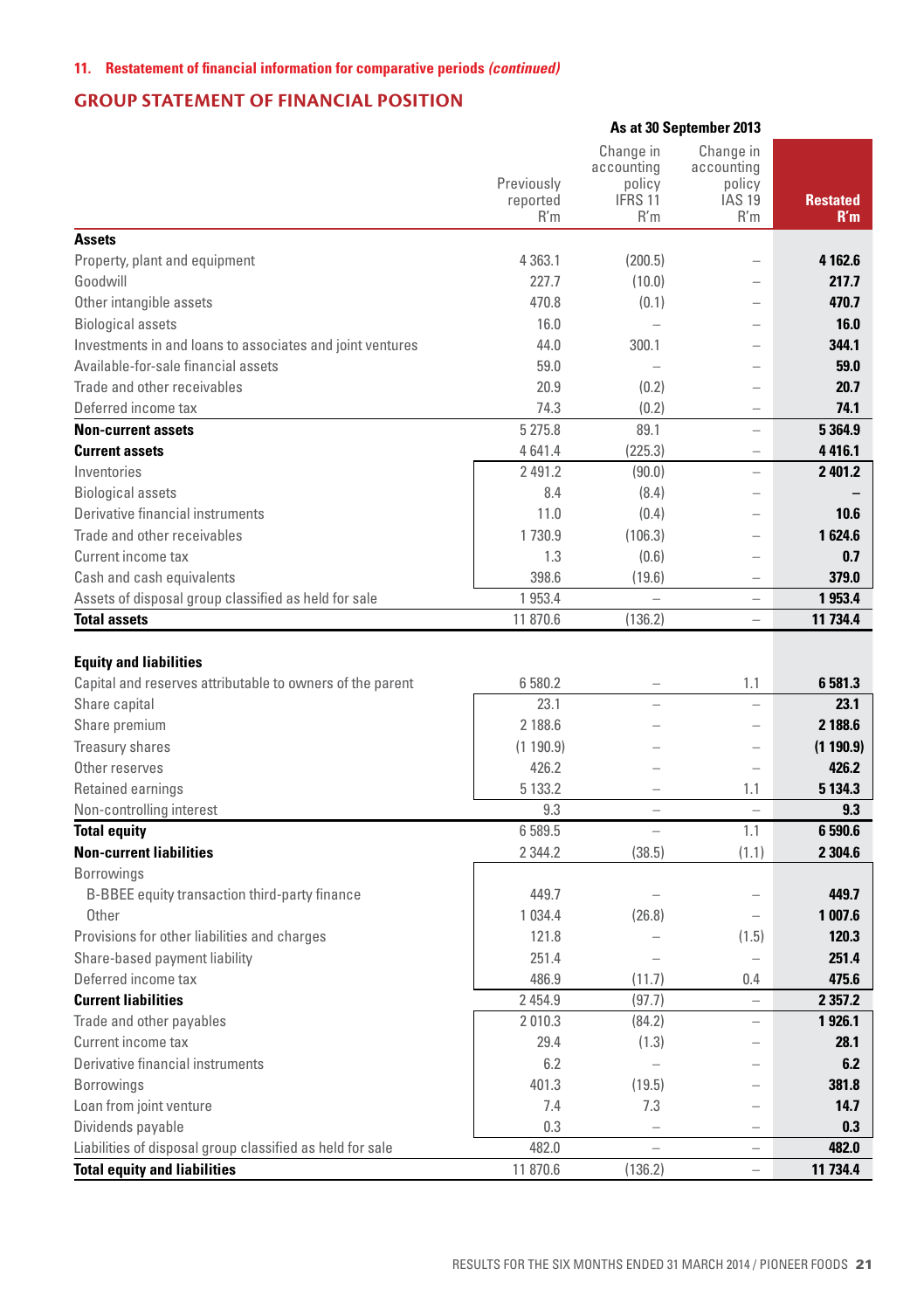### 11. Restatement of financial information for comparative periods *(continued)*

## GROUP STATEMENT OF FINANCIAL POSITION

| | As at 30 September 2013 | | | |
|---|---|---|---|---|
| | Previously reported R'm | Change in accounting policy IFRS 11 R'm | Change in accounting policy IAS 19 R'm | **Restated R'm** |
| **Assets** | | | | |
| Property, plant and equipment | 4 363.1 | (200.5) | – | **4 162.6** |
| Goodwill | 227.7 | (10.0) | – | **217.7** |
| Other intangible assets | 470.8 | (0.1) | – | **470.7** |
| Biological assets | 16.0 | – | – | **16.0** |
| Investments in and loans to associates and joint ventures | 44.0 | 300.1 | – | **344.1** |
| Available-for-sale financial assets | 59.0 | – | – | **59.0** |
| Trade and other receivables | 20.9 | (0.2) | – | **20.7** |
| Deferred income tax | 74.3 | (0.2) | – | **74.1** |
| **Non-current assets** | 5 275.8 | 89.1 | – | **5 364.9** |
| **Current assets** | 4 641.4 | (225.3) | – | **4 416.1** |
| Inventories | 2 491.2 | (90.0) | – | **2 401.2** |
| Biological assets | 8.4 | (8.4) | – | **–** |
| Derivative financial instruments | 11.0 | (0.4) | – | **10.6** |
| Trade and other receivables | 1 730.9 | (106.3) | – | **1 624.6** |
| Current income tax | 1.3 | (0.6) | – | **0.7** |
| Cash and cash equivalents | 398.6 | (19.6) | – | **379.0** |
| Assets of disposal group classified as held for sale | 1 953.4 | – | – | **1 953.4** |
| **Total assets** | 11 870.6 | (136.2) | – | **11 734.4** |
| **Equity and liabilities** | | | | |
| Capital and reserves attributable to owners of the parent | 6 580.2 | – | 1.1 | **6 581.3** |
| Share capital | 23.1 | – | – | **23.1** |
| Share premium | 2 188.6 | – | – | **2 188.6** |
| Treasury shares | (1 190.9) | – | – | **(1 190.9)** |
| Other reserves | 426.2 | – | – | **426.2** |
| Retained earnings | 5 133.2 | – | 1.1 | **5 134.3** |
| Non-controlling interest | 9.3 | – | – | **9.3** |
| **Total equity** | 6 589.5 | – | 1.1 | **6 590.6** |
| **Non-current liabilities** | 2 344.2 | (38.5) | (1.1) | **2 304.6** |
| Borrowings | | | | |
| B-BBEE equity transaction third-party finance | 449.7 | – | – | **449.7** |
| Other | 1 034.4 | (26.8) | – | **1 007.6** |
| Provisions for other liabilities and charges | 121.8 | – | (1.5) | **120.3** |
| Share-based payment liability | 251.4 | – | – | **251.4** |
| Deferred income tax | 486.9 | (11.7) | 0.4 | **475.6** |
| **Current liabilities** | 2 454.9 | (97.7) | – | **2 357.2** |
| Trade and other payables | 2 010.3 | (84.2) | – | **1 926.1** |
| Current income tax | 29.4 | (1.3) | – | **28.1** |
| Derivative financial instruments | 6.2 | – | – | **6.2** |
| Borrowings | 401.3 | (19.5) | – | **381.8** |
| Loan from joint venture | 7.4 | 7.3 | – | **14.7** |
| Dividends payable | 0.3 | – | – | **0.3** |
| Liabilities of disposal group classified as held for sale | 482.0 | – | – | **482.0** |
| **Total equity and liabilities** | 11 870.6 | (136.2) | – | **11 734.4** |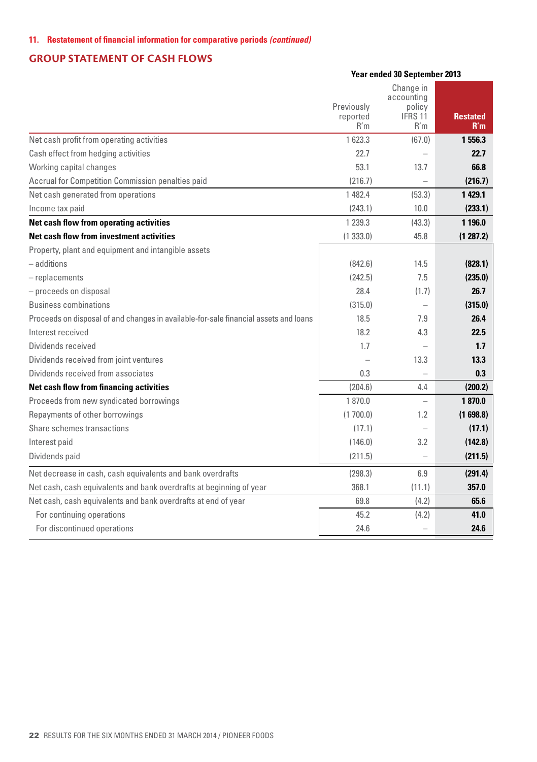11. **Restatement of financial information for comparative periods *(continued)***

## GROUP STATEMENT OF CASH FLOWS

| | Year ended 30 September 2013 | | |
|---|---|---|---|
| | Previously reported R'm | Change in accounting policy IFRS 11 R'm | **Restated R'm** |
| Net cash profit from operating activities | 1 623.3 | (67.0) | **1 556.3** |
| Cash effect from hedging activities | 22.7 | – | **22.7** |
| Working capital changes | 53.1 | 13.7 | **66.8** |
| Accrual for Competition Commission penalties paid | (216.7) | – | **(216.7)** |
| Net cash generated from operations | 1 482.4 | (53.3) | **1 429.1** |
| Income tax paid | (243.1) | 10.0 | **(233.1)** |
| **Net cash flow from operating activities** | 1 239.3 | (43.3) | **1 196.0** |
| **Net cash flow from investment activities** | (1 333.0) | 45.8 | **(1 287.2)** |
| Property, plant and equipment and intangible assets | | | |
| – additions | (842.6) | 14.5 | **(828.1)** |
| – replacements | (242.5) | 7.5 | **(235.0)** |
| – proceeds on disposal | 28.4 | (1.7) | **26.7** |
| Business combinations | (315.0) | – | **(315.0)** |
| Proceeds on disposal of and changes in available-for-sale financial assets and loans | 18.5 | 7.9 | **26.4** |
| Interest received | 18.2 | 4.3 | **22.5** |
| Dividends received | 1.7 | – | **1.7** |
| Dividends received from joint ventures | – | 13.3 | **13.3** |
| Dividends received from associates | 0.3 | – | **0.3** |
| **Net cash flow from financing activities** | (204.6) | 4.4 | **(200.2)** |
| Proceeds from new syndicated borrowings | 1 870.0 | – | **1 870.0** |
| Repayments of other borrowings | (1 700.0) | 1.2 | **(1 698.8)** |
| Share schemes transactions | (17.1) | – | **(17.1)** |
| Interest paid | (146.0) | 3.2 | **(142.8)** |
| Dividends paid | (211.5) | – | **(211.5)** |
| Net decrease in cash, cash equivalents and bank overdrafts | (298.3) | 6.9 | **(291.4)** |
| Net cash, cash equivalents and bank overdrafts at beginning of year | 368.1 | (11.1) | **357.0** |
| Net cash, cash equivalents and bank overdrafts at end of year | 69.8 | (4.2) | **65.6** |
| For continuing operations | 45.2 | (4.2) | **41.0** |
| For discontinued operations | 24.6 | – | **24.6** |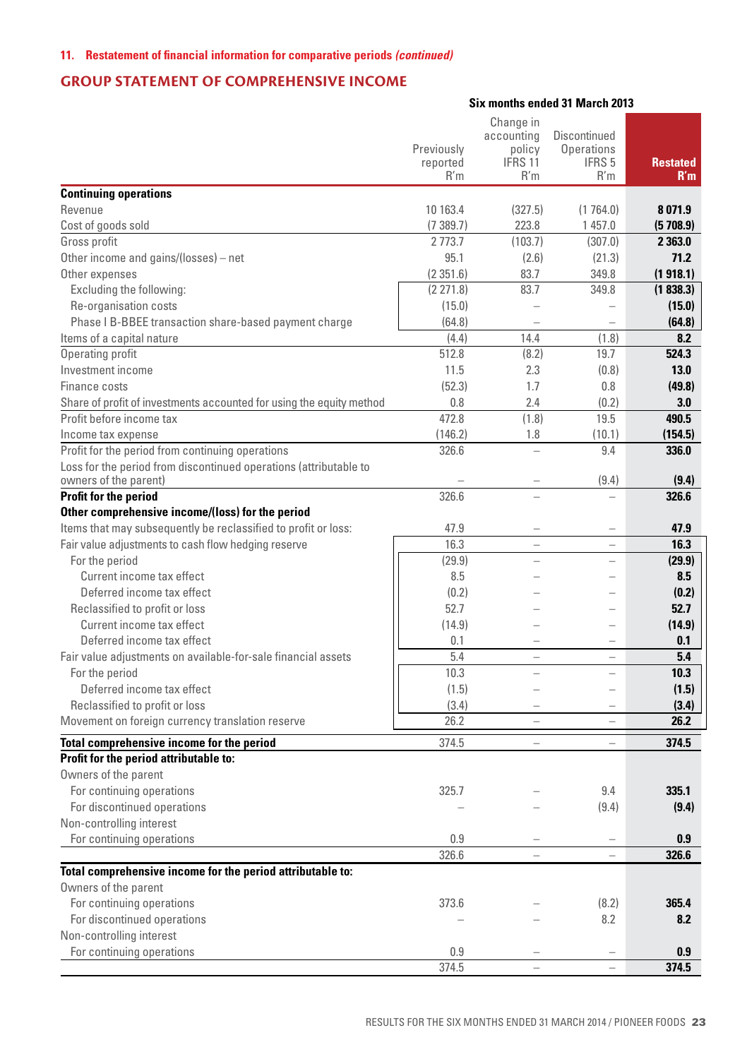**11. Restatement of financial information for comparative periods *(continued)***

## GROUP STATEMENT OF COMPREHENSIVE INCOME

| | Six months ended 31 March 2013 | | | |
|---|---|---|---|---|
| | Previously reported R'm | Change in accounting policy IFRS 11 R'm | Discontinued Operations IFRS 5 R'm | Restated R'm |
| **Continuing operations** | | | | |
| Revenue | 10 163.4 | (327.5) | (1 764.0) | **8 071.9** |
| Cost of goods sold | (7 389.7) | 223.8 | 1 457.0 | **(5 708.9)** |
| Gross profit | 2 773.7 | (103.7) | (307.0) | **2 363.0** |
| Other income and gains/(losses) – net | 95.1 | (2.6) | (21.3) | **71.2** |
| Other expenses | (2 351.6) | 83.7 | 349.8 | **(1 918.1)** |
| Excluding the following: | (2 271.8) | 83.7 | 349.8 | **(1 838.3)** |
| Re-organisation costs | (15.0) | – | – | **(15.0)** |
| Phase I B-BBEE transaction share-based payment charge | (64.8) | – | – | **(64.8)** |
| Items of a capital nature | (4.4) | 14.4 | (1.8) | **8.2** |
| Operating profit | 512.8 | (8.2) | 19.7 | **524.3** |
| Investment income | 11.5 | 2.3 | (0.8) | **13.0** |
| Finance costs | (52.3) | 1.7 | 0.8 | **(49.8)** |
| Share of profit of investments accounted for using the equity method | 0.8 | 2.4 | (0.2) | **3.0** |
| Profit before income tax | 472.8 | (1.8) | 19.5 | **490.5** |
| Income tax expense | (146.2) | 1.8 | (10.1) | **(154.5)** |
| Profit for the period from continuing operations | 326.6 | – | 9.4 | **336.0** |
| Loss for the period from discontinued operations (attributable to owners of the parent) | – | – | (9.4) | **(9.4)** |
| **Profit for the period** | 326.6 | – | – | **326.6** |
| **Other comprehensive income/(loss) for the period** | | | | |
| Items that may subsequently be reclassified to profit or loss: | 47.9 | – | – | **47.9** |
| Fair value adjustments to cash flow hedging reserve | 16.3 | – | – | **16.3** |
| For the period | (29.9) | – | – | **(29.9)** |
| Current income tax effect | 8.5 | – | – | **8.5** |
| Deferred income tax effect | (0.2) | – | – | **(0.2)** |
| Reclassified to profit or loss | 52.7 | – | – | **52.7** |
| Current income tax effect | (14.9) | – | – | **(14.9)** |
| Deferred income tax effect | 0.1 | – | – | **0.1** |
| Fair value adjustments on available-for-sale financial assets | 5.4 | – | – | **5.4** |
| For the period | 10.3 | – | – | **10.3** |
| Deferred income tax effect | (1.5) | – | – | **(1.5)** |
| Reclassified to profit or loss | (3.4) | – | – | **(3.4)** |
| Movement on foreign currency translation reserve | 26.2 | – | – | **26.2** |
| **Total comprehensive income for the period** | 374.5 | – | – | **374.5** |
| **Profit for the period attributable to:** | | | | |
| Owners of the parent | | | | |
| For continuing operations | 325.7 | – | 9.4 | **335.1** |
| For discontinued operations | – | – | (9.4) | **(9.4)** |
| Non-controlling interest | | | | |
| For continuing operations | 0.9 | – | – | **0.9** |
| | 326.6 | – | – | **326.6** |
| **Total comprehensive income for the period attributable to:** | | | | |
| Owners of the parent | | | | |
| For continuing operations | 373.6 | – | (8.2) | **365.4** |
| For discontinued operations | – | – | 8.2 | **8.2** |
| Non-controlling interest | | | | |
| For continuing operations | 0.9 | – | – | **0.9** |
| | 374.5 | – | – | **374.5** |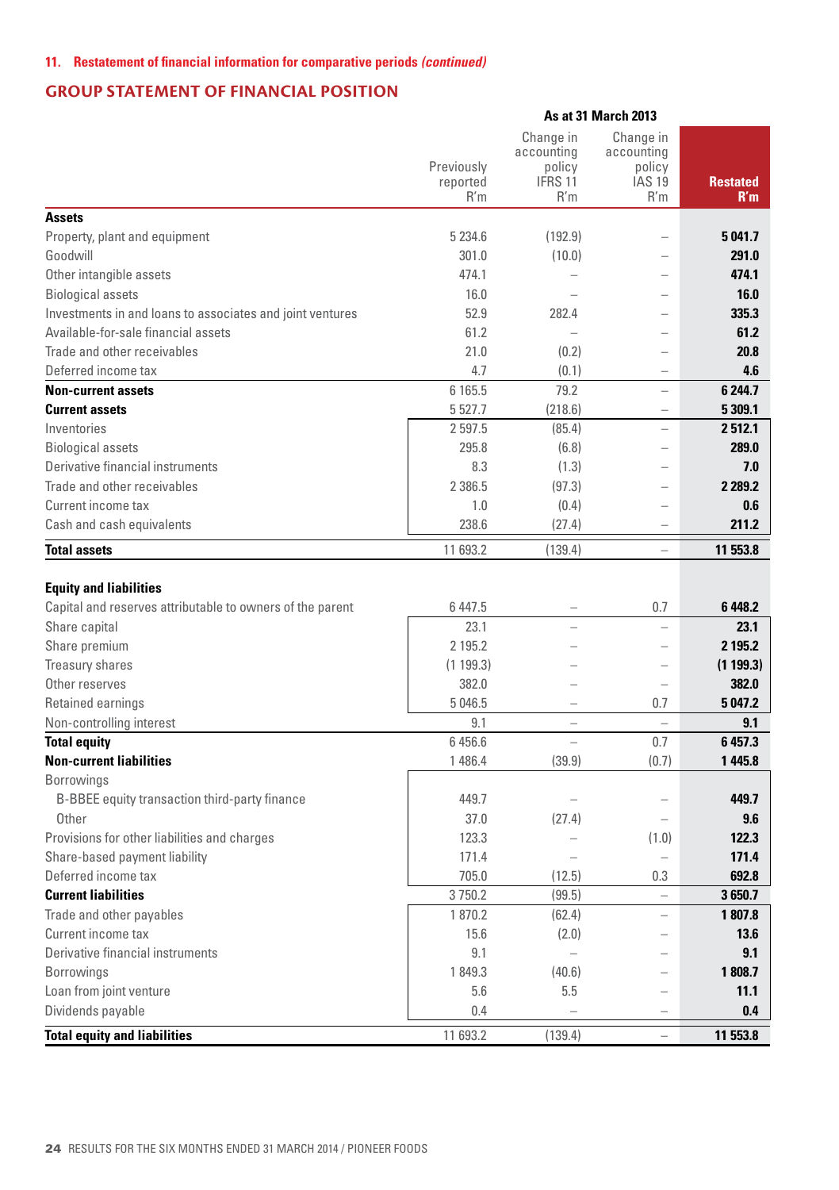**11. Restatement of financial information for comparative periods *(continued)***

## GROUP STATEMENT OF FINANCIAL POSITION

| | As at 31 March 2013 | | | |
|---|---|---|---|---|
| | Previously reported R'm | Change in accounting policy IFRS 11 R'm | Change in accounting policy IAS 19 R'm | **Restated R'm** |
| **Assets** | | | | |
| Property, plant and equipment | 5 234.6 | (192.9) | – | **5 041.7** |
| Goodwill | 301.0 | (10.0) | – | **291.0** |
| Other intangible assets | 474.1 | – | – | **474.1** |
| Biological assets | 16.0 | – | – | **16.0** |
| Investments in and loans to associates and joint ventures | 52.9 | 282.4 | – | **335.3** |
| Available-for-sale financial assets | 61.2 | – | – | **61.2** |
| Trade and other receivables | 21.0 | (0.2) | – | **20.8** |
| Deferred income tax | 4.7 | (0.1) | – | **4.6** |
| **Non-current assets** | 6 165.5 | 79.2 | – | **6 244.7** |
| **Current assets** | 5 527.7 | (218.6) | – | **5 309.1** |
| Inventories | 2 597.5 | (85.4) | – | **2 512.1** |
| Biological assets | 295.8 | (6.8) | – | **289.0** |
| Derivative financial instruments | 8.3 | (1.3) | – | **7.0** |
| Trade and other receivables | 2 386.5 | (97.3) | – | **2 289.2** |
| Current income tax | 1.0 | (0.4) | – | **0.6** |
| Cash and cash equivalents | 238.6 | (27.4) | – | **211.2** |
| **Total assets** | 11 693.2 | (139.4) | – | **11 553.8** |
| | | | | |
| **Equity and liabilities** | | | | |
| Capital and reserves attributable to owners of the parent | 6 447.5 | – | 0.7 | **6 448.2** |
| Share capital | 23.1 | – | – | **23.1** |
| Share premium | 2 195.2 | – | – | **2 195.2** |
| Treasury shares | (1 199.3) | – | – | **(1 199.3)** |
| Other reserves | 382.0 | – | – | **382.0** |
| Retained earnings | 5 046.5 | – | 0.7 | **5 047.2** |
| Non-controlling interest | 9.1 | – | – | **9.1** |
| **Total equity** | 6 456.6 | – | 0.7 | **6 457.3** |
| **Non-current liabilities** | 1 486.4 | (39.9) | (0.7) | **1 445.8** |
| Borrowings | | | | |
| B-BBEE equity transaction third-party finance | 449.7 | – | – | **449.7** |
| Other | 37.0 | (27.4) | – | **9.6** |
| Provisions for other liabilities and charges | 123.3 | – | (1.0) | **122.3** |
| Share-based payment liability | 171.4 | – | – | **171.4** |
| Deferred income tax | 705.0 | (12.5) | 0.3 | **692.8** |
| **Current liabilities** | 3 750.2 | (99.5) | – | **3 650.7** |
| Trade and other payables | 1 870.2 | (62.4) | – | **1 807.8** |
| Current income tax | 15.6 | (2.0) | – | **13.6** |
| Derivative financial instruments | 9.1 | – | – | **9.1** |
| Borrowings | 1 849.3 | (40.6) | – | **1 808.7** |
| Loan from joint venture | 5.6 | 5.5 | – | **11.1** |
| Dividends payable | 0.4 | – | – | **0.4** |
| **Total equity and liabilities** | 11 693.2 | (139.4) | – | **11 553.8** |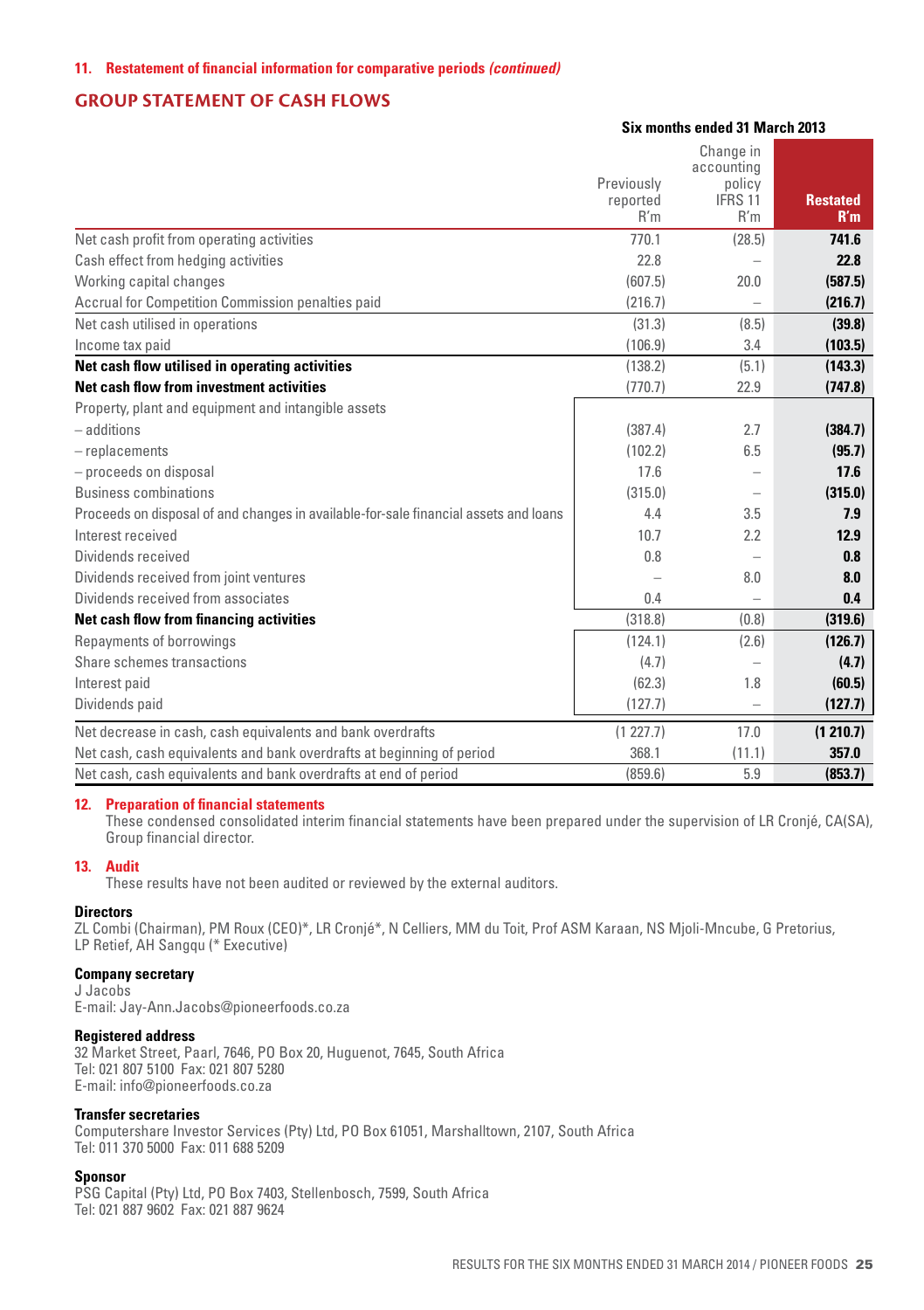**11. Restatement of financial information for comparative periods *(continued)***

## GROUP STATEMENT OF CASH FLOWS

| | Six months ended 31 March 2013 | | |
|---|---|---|---|
| | Previously reported R'm | Change in accounting policy IFRS 11 R'm | **Restated R'm** |
| Net cash profit from operating activities | 770.1 | (28.5) | **741.6** |
| Cash effect from hedging activities | 22.8 | – | **22.8** |
| Working capital changes | (607.5) | 20.0 | **(587.5)** |
| Accrual for Competition Commission penalties paid | (216.7) | – | **(216.7)** |
| Net cash utilised in operations | (31.3) | (8.5) | **(39.8)** |
| Income tax paid | (106.9) | 3.4 | **(103.5)** |
| **Net cash flow utilised in operating activities** | (138.2) | (5.1) | **(143.3)** |
| **Net cash flow from investment activities** | (770.7) | 22.9 | **(747.8)** |
| Property, plant and equipment and intangible assets | | | |
| – additions | (387.4) | 2.7 | **(384.7)** |
| – replacements | (102.2) | 6.5 | **(95.7)** |
| – proceeds on disposal | 17.6 | – | **17.6** |
| Business combinations | (315.0) | – | **(315.0)** |
| Proceeds on disposal of and changes in available-for-sale financial assets and loans | 4.4 | 3.5 | **7.9** |
| Interest received | 10.7 | 2.2 | **12.9** |
| Dividends received | 0.8 | – | **0.8** |
| Dividends received from joint ventures | – | 8.0 | **8.0** |
| Dividends received from associates | 0.4 | – | **0.4** |
| **Net cash flow from financing activities** | (318.8) | (0.8) | **(319.6)** |
| Repayments of borrowings | (124.1) | (2.6) | **(126.7)** |
| Share schemes transactions | (4.7) | – | **(4.7)** |
| Interest paid | (62.3) | 1.8 | **(60.5)** |
| Dividends paid | (127.7) | – | **(127.7)** |
| Net decrease in cash, cash equivalents and bank overdrafts | (1 227.7) | 17.0 | **(1 210.7)** |
| Net cash, cash equivalents and bank overdrafts at beginning of period | 368.1 | (11.1) | **357.0** |
| Net cash, cash equivalents and bank overdrafts at end of period | (859.6) | 5.9 | **(853.7)** |

**12. Preparation of financial statements**

These condensed consolidated interim financial statements have been prepared under the supervision of LR Cronjé, CA(SA), Group financial director.

**13. Audit**

These results have not been audited or reviewed by the external auditors.

**Directors**

ZL Combi (Chairman), PM Roux (CEO)*, LR Cronjé*, N Celliers, MM du Toit, Prof ASM Karaan, NS Mjoli-Mncube, G Pretorius, LP Retief, AH Sangqu (* Executive)

**Company secretary**

J Jacobs
E-mail: Jay-Ann.Jacobs@pioneerfoods.co.za

**Registered address**

32 Market Street, Paarl, 7646, PO Box 20, Huguenot, 7645, South Africa
Tel: 021 807 5100 Fax: 021 807 5280
E-mail: info@pioneerfoods.co.za

**Transfer secretaries**

Computershare Investor Services (Pty) Ltd, PO Box 61051, Marshalltown, 2107, South Africa
Tel: 011 370 5000 Fax: 011 688 5209

**Sponsor**

PSG Capital (Pty) Ltd, PO Box 7403, Stellenbosch, 7599, South Africa
Tel: 021 887 9602 Fax: 021 887 9624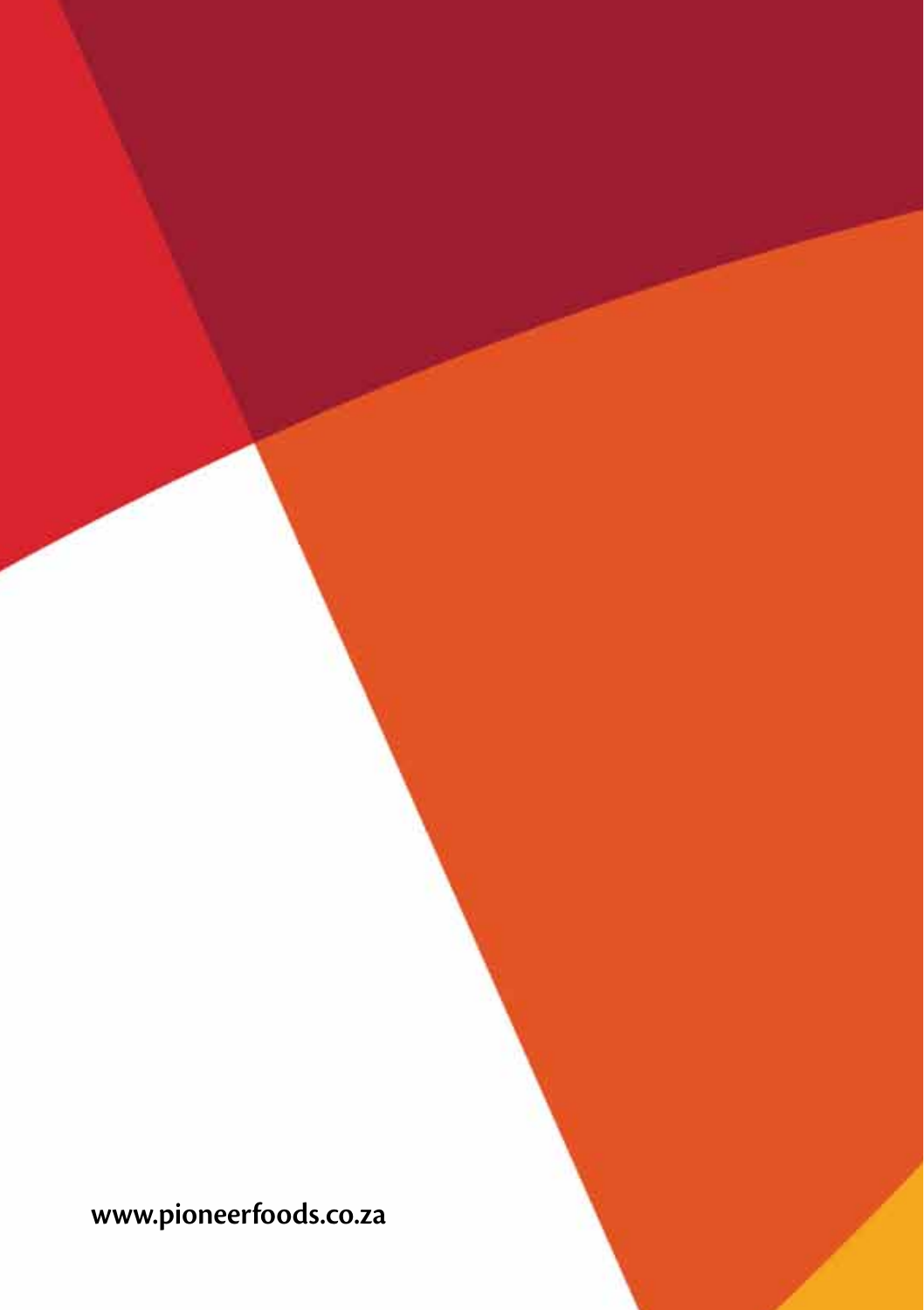www.pioneerfoods.co.za